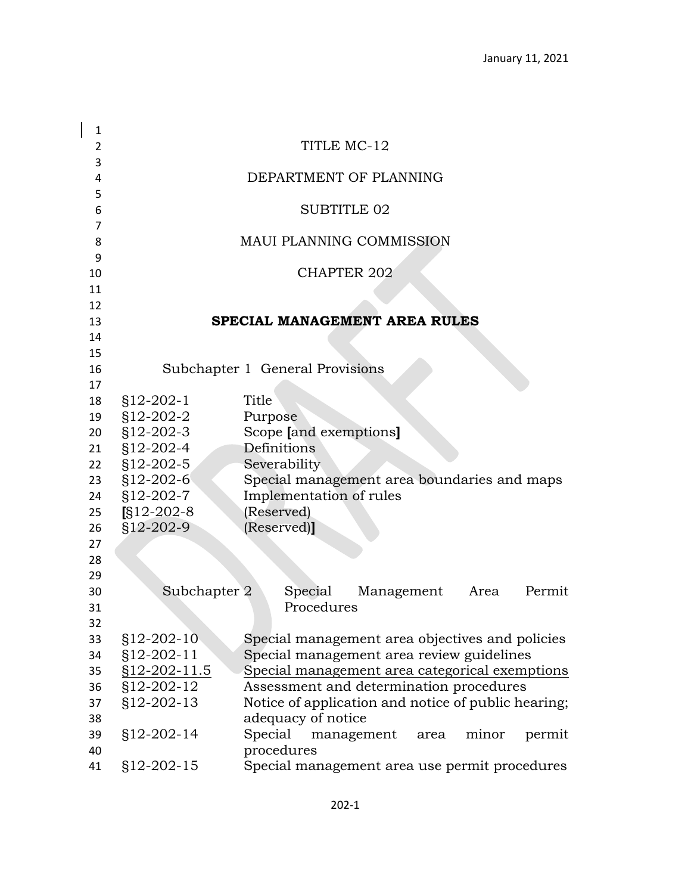TITLE MC-12

DEPARTMENT OF PLANNING

SUBTITLE 02

MAUI PLANNING COMMISSION

CHAPTER 202

# SPECIAL MANAGEMENT AREA RULES

## Subchapter 1 General Provisions

| | |
|---|---|
| §12-202-1 | Title |
| §12-202-2 | Purpose |
| §12-202-3 | Scope **[**and exemptions**]** |
| §12-202-4 | Definitions |
| §12-202-5 | Severability |
| §12-202-6 | Special management area boundaries and maps |
| §12-202-7 | Implementation of rules |
| **[**§12-202-8 | (Reserved) |
| §12-202-9 | (Reserved)**]** |

## Subchapter 2 Special Management Area Permit Procedures

| | |
|---|---|
| §12-202-10 | Special management area objectives and policies |
| §12-202-11 | Special management area review guidelines |
| <u>§12-202-11.5</u> | <u>Special management area categorical exemptions</u> |
| §12-202-12 | Assessment and determination procedures |
| §12-202-13 | Notice of application and notice of public hearing; adequacy of notice |
| §12-202-14 | Special management area minor permit procedures |
| §12-202-15 | Special management area use permit procedures |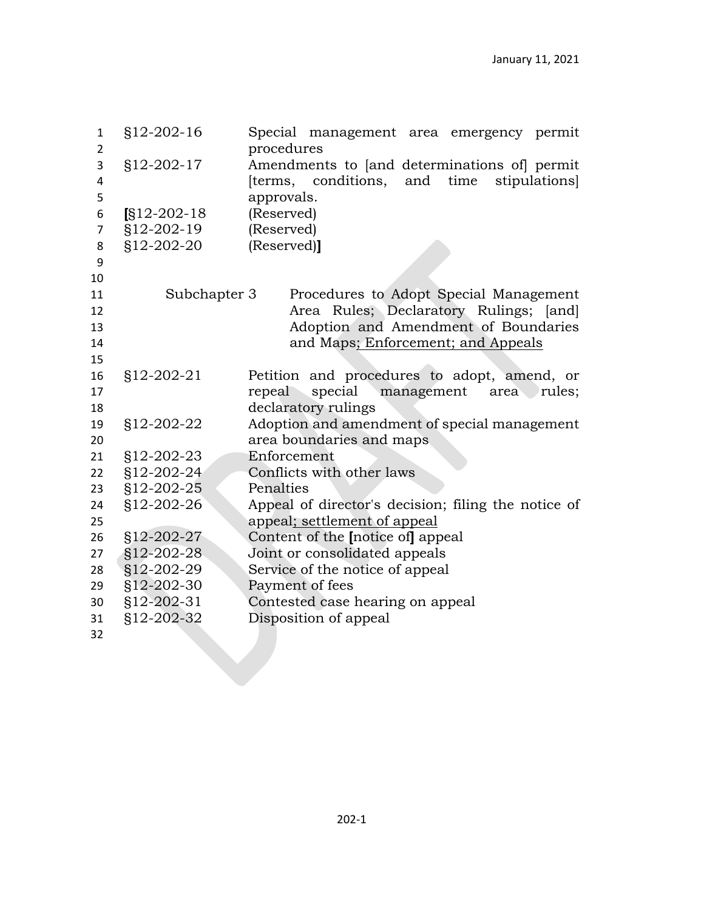| | |
|---|---|
| §12-202-16 | Special management area emergency permit procedures |
| §12-202-17 | Amendments to [and determinations of] permit [terms, conditions, and time stipulations] approvals. |
| **[**§12-202-18 | (Reserved) |
| §12-202-19 | (Reserved) |
| §12-202-20 | (Reserved)**]** |

Subchapter 3 Procedures to Adopt Special Management Area Rules; Declaratory Rulings; [and] Adoption and Amendment of Boundaries and Maps<u>; Enforcement; and Appeals</u>

| | |
|---|---|
| §12-202-21 | Petition and procedures to adopt, amend, or repeal special management area rules; declaratory rulings |
| §12-202-22 | Adoption and amendment of special management area boundaries and maps |
| §12-202-23 | Enforcement |
| §12-202-24 | Conflicts with other laws |
| §12-202-25 | Penalties |
| §12-202-26 | Appeal of director's decision; filing the notice of appeal<u>; settlement of appeal</u> |
| §12-202-27 | Content of the **[**notice of**]** appeal |
| §12-202-28 | Joint or consolidated appeals |
| §12-202-29 | Service of the notice of appeal |
| §12-202-30 | Payment of fees |
| §12-202-31 | Contested case hearing on appeal |
| §12-202-32 | Disposition of appeal |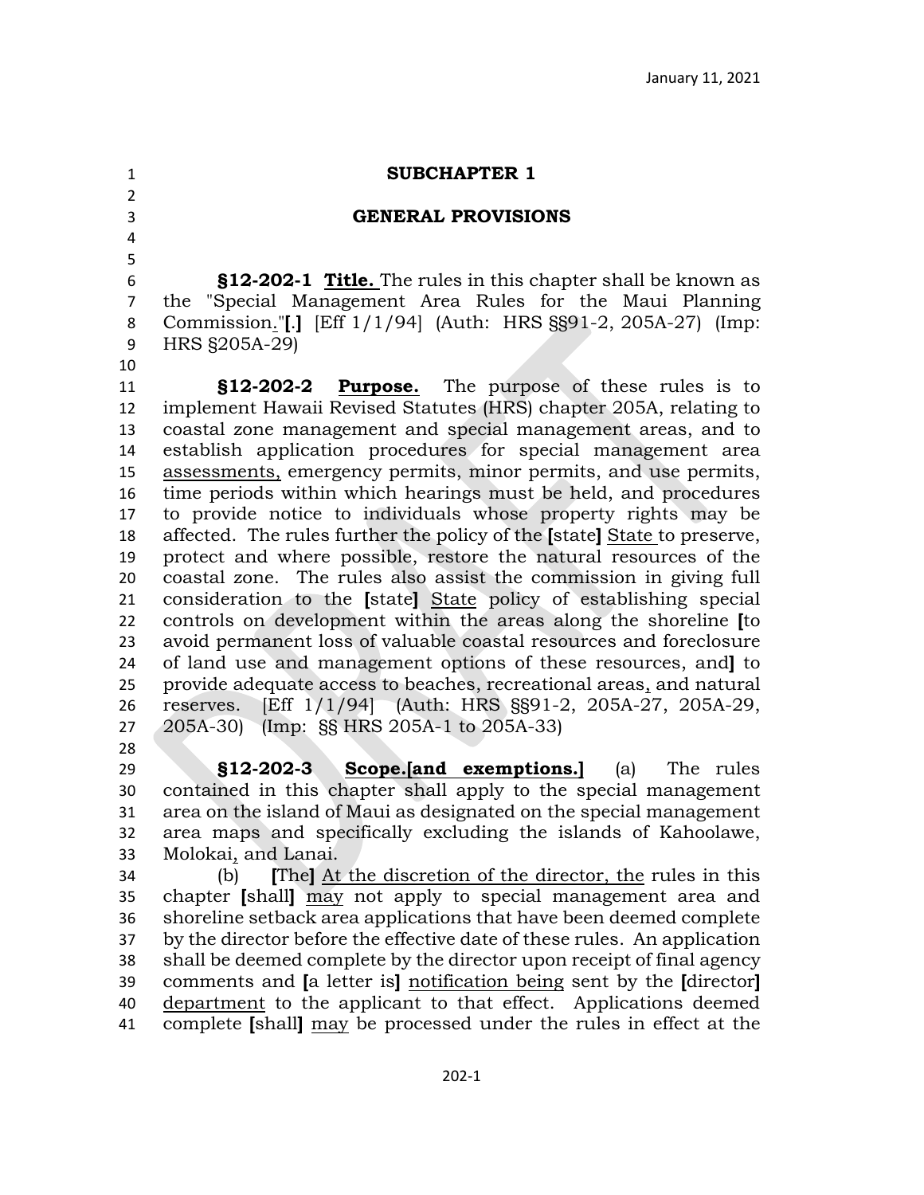**SUBCHAPTER 1**

**GENERAL PROVISIONS**

**§12-202-1 Title.** The rules in this chapter shall be known as the "Special Management Area Rules for the Maui Planning Commission."[.] [Eff 1/1/94] (Auth: HRS §§91-2, 205A-27) (Imp: HRS §205A-29)

**§12-202-2 Purpose.** The purpose of these rules is to implement Hawaii Revised Statutes (HRS) chapter 205A, relating to coastal zone management and special management areas, and to establish application procedures for special management area assessments, emergency permits, minor permits, and use permits, time periods within which hearings must be held, and procedures to provide notice to individuals whose property rights may be affected. The rules further the policy of the [state] State to preserve, protect and where possible, restore the natural resources of the coastal zone. The rules also assist the commission in giving full consideration to the [state] State policy of establishing special controls on development within the areas along the shoreline [to avoid permanent loss of valuable coastal resources and foreclosure of land use and management options of these resources, and] to provide adequate access to beaches, recreational areas, and natural reserves. [Eff 1/1/94] (Auth: HRS §§91-2, 205A-27, 205A-29, 205A-30) (Imp: §§ HRS 205A-1 to 205A-33)

**§12-202-3 Scope.[and exemptions.]** (a) The rules contained in this chapter shall apply to the special management area on the island of Maui as designated on the special management area maps and specifically excluding the islands of Kahoolawe, Molokai, and Lanai.

(b) [The] At the discretion of the director, the rules in this chapter [shall] may not apply to special management area and shoreline setback area applications that have been deemed complete by the director before the effective date of these rules. An application shall be deemed complete by the director upon receipt of final agency comments and [a letter is] notification being sent by the [director] department to the applicant to that effect. Applications deemed complete [shall] may be processed under the rules in effect at the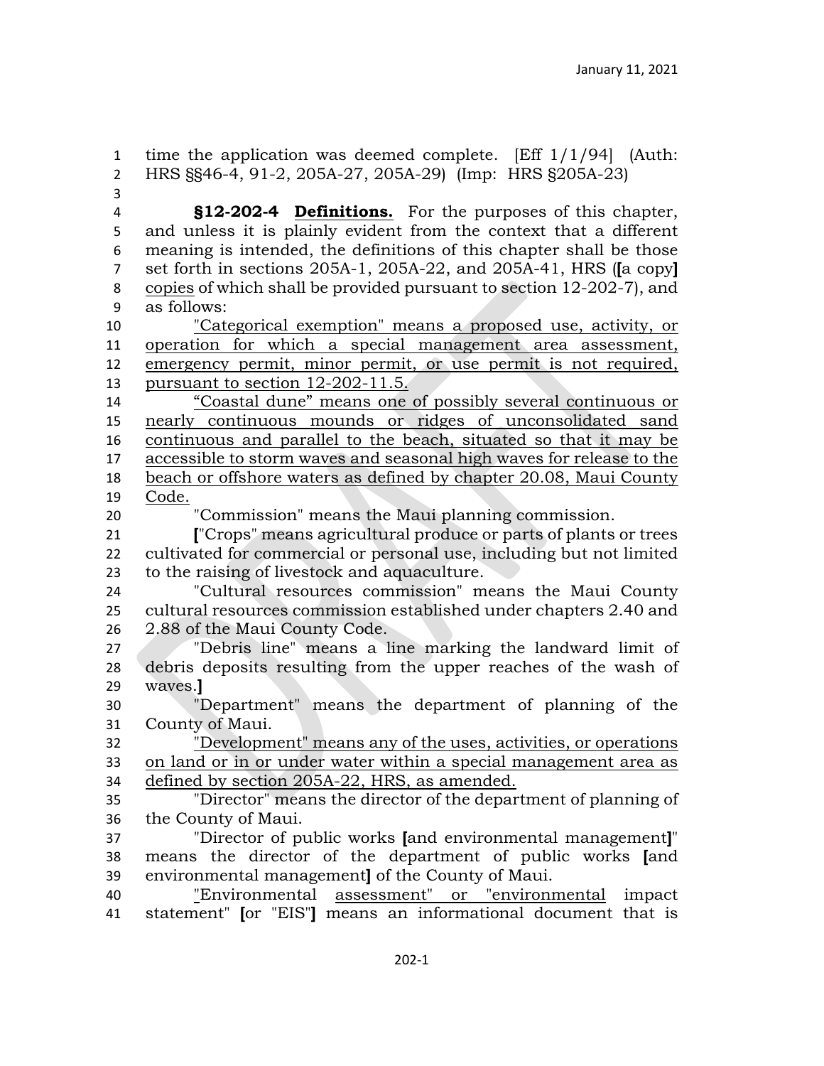time the application was deemed complete. [Eff 1/1/94] (Auth: HRS §§46-4, 91-2, 205A-27, 205A-29) (Imp: HRS §205A-23)

**§12-202-4 Definitions.** For the purposes of this chapter, and unless it is plainly evident from the context that a different meaning is intended, the definitions of this chapter shall be those set forth in sections 205A-1, 205A-22, and 205A-41, HRS (**[**a copy**]** <u>copies</u> of which shall be provided pursuant to section 12-202-7), and as follows:

<u>"Categorical exemption" means a proposed use, activity, or operation for which a special management area assessment, emergency permit, minor permit, or use permit is not required, pursuant to section 12-202-11.5.</u>

<u>"Coastal dune" means one of possibly several continuous or nearly continuous mounds or ridges of unconsolidated sand continuous and parallel to the beach, situated so that it may be accessible to storm waves and seasonal high waves for release to the beach or offshore waters as defined by chapter 20.08, Maui County Code.</u>

"Commission" means the Maui planning commission.

**[**"Crops" means agricultural produce or parts of plants or trees cultivated for commercial or personal use, including but not limited to the raising of livestock and aquaculture.

"Cultural resources commission" means the Maui County cultural resources commission established under chapters 2.40 and 2.88 of the Maui County Code.

"Debris line" means a line marking the landward limit of debris deposits resulting from the upper reaches of the wash of waves.**]**

"Department" means the department of planning of the County of Maui.

<u>"Development" means any of the uses, activities, or operations on land or in or under water within a special management area as defined by section 205A-22, HRS, as amended.</u>

"Director" means the director of the department of planning of the County of Maui.

"Director of public works **[**and environmental management**]**" means the director of the department of public works **[**and environmental management**]** of the County of Maui.

"Environmental <u>assessment" or "environmental</u> impact statement" **[**or "EIS"**]** means an informational document that is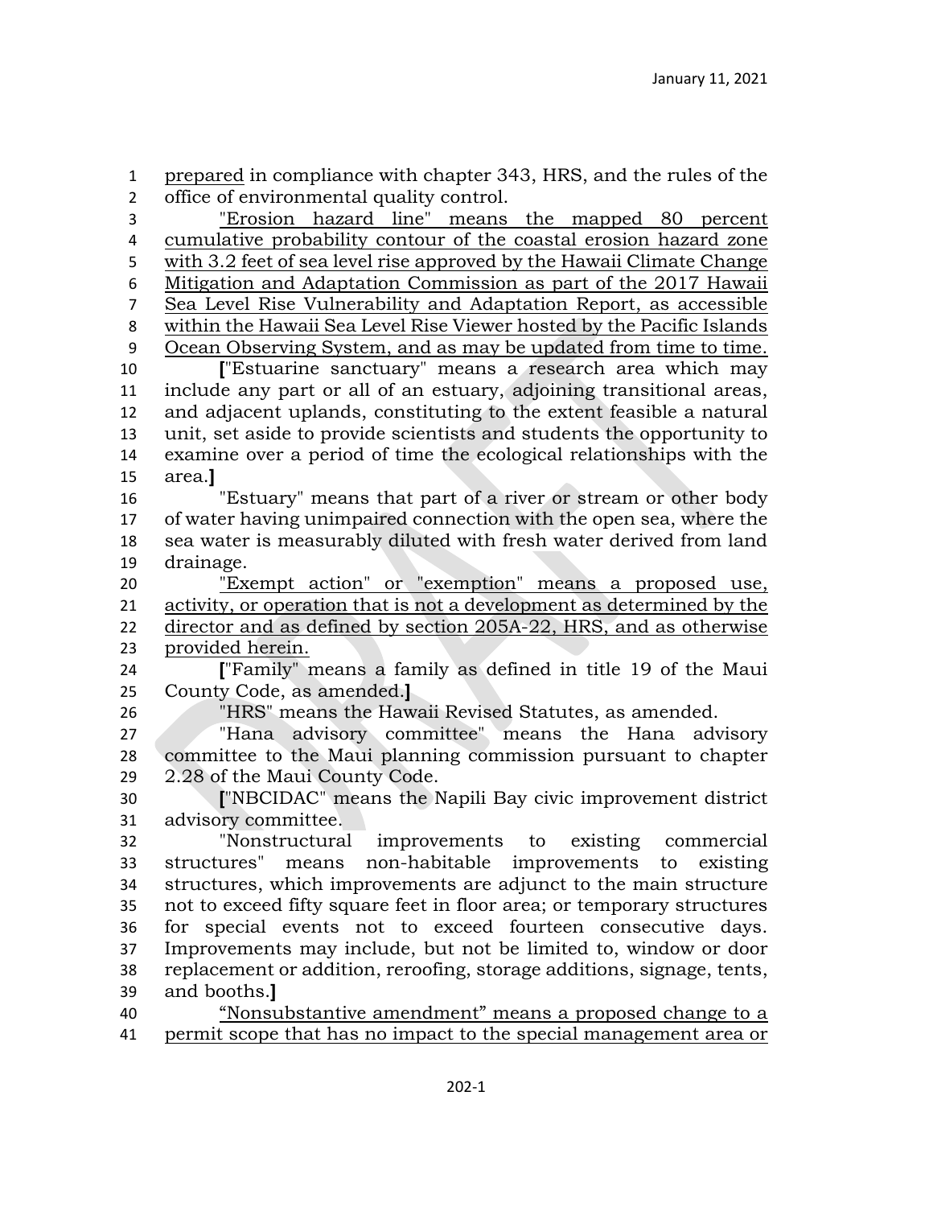prepared in compliance with chapter 343, HRS, and the rules of the office of environmental quality control.

"Erosion hazard line" means the mapped 80 percent cumulative probability contour of the coastal erosion hazard zone with 3.2 feet of sea level rise approved by the Hawaii Climate Change Mitigation and Adaptation Commission as part of the 2017 Hawaii Sea Level Rise Vulnerability and Adaptation Report, as accessible within the Hawaii Sea Level Rise Viewer hosted by the Pacific Islands Ocean Observing System, and as may be updated from time to time.

["Estuarine sanctuary" means a research area which may include any part or all of an estuary, adjoining transitional areas, and adjacent uplands, constituting to the extent feasible a natural unit, set aside to provide scientists and students the opportunity to examine over a period of time the ecological relationships with the area.]

"Estuary" means that part of a river or stream or other body of water having unimpaired connection with the open sea, where the sea water is measurably diluted with fresh water derived from land drainage.

"Exempt action" or "exemption" means a proposed use, activity, or operation that is not a development as determined by the director and as defined by section 205A-22, HRS, and as otherwise provided herein.

["Family" means a family as defined in title 19 of the Maui County Code, as amended.]

"HRS" means the Hawaii Revised Statutes, as amended.

"Hana advisory committee" means the Hana advisory committee to the Maui planning commission pursuant to chapter 2.28 of the Maui County Code.

["NBCIDAC" means the Napili Bay civic improvement district advisory committee.

"Nonstructural improvements to existing commercial structures" means non-habitable improvements to existing structures, which improvements are adjunct to the main structure not to exceed fifty square feet in floor area; or temporary structures for special events not to exceed fourteen consecutive days. Improvements may include, but not be limited to, window or door replacement or addition, reroofing, storage additions, signage, tents, and booths.]

"Nonsubstantive amendment" means a proposed change to a permit scope that has no impact to the special management area or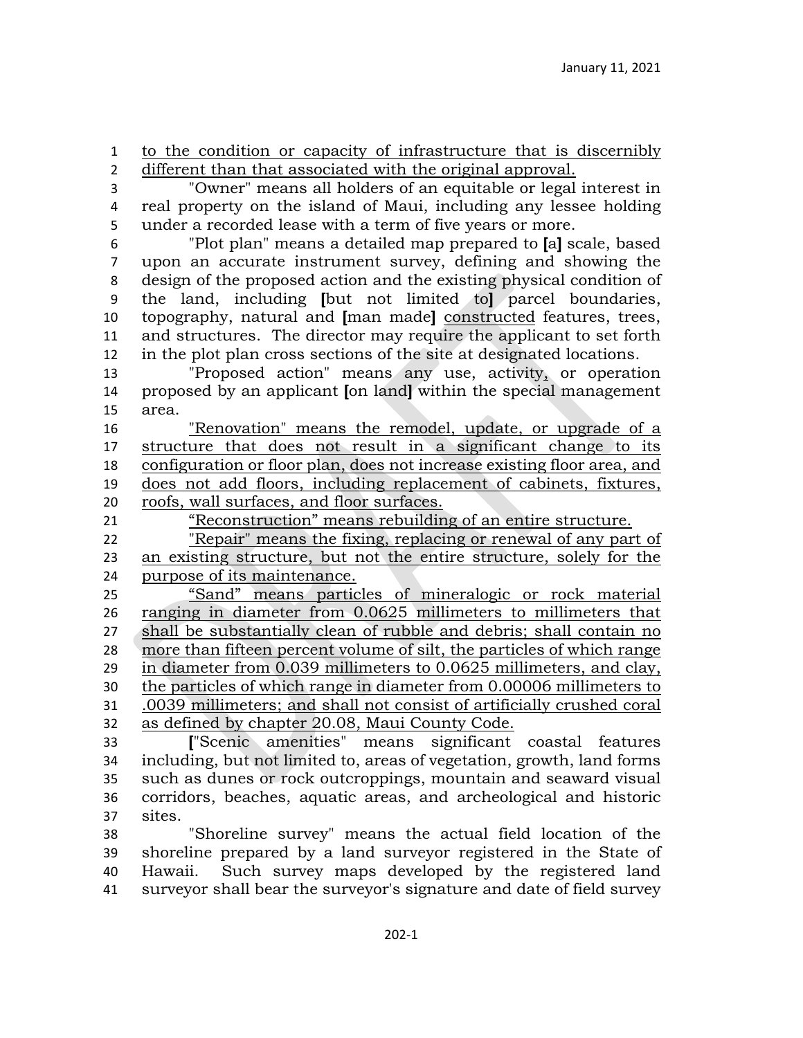to the condition or capacity of infrastructure that is discernibly different than that associated with the original approval.

"Owner" means all holders of an equitable or legal interest in real property on the island of Maui, including any lessee holding under a recorded lease with a term of five years or more.

"Plot plan" means a detailed map prepared to **[**a**]** scale, based upon an accurate instrument survey, defining and showing the design of the proposed action and the existing physical condition of the land, including **[**but not limited to**]** parcel boundaries, topography, natural and **[**man made**]** <u>constructed</u> features, trees, and structures. The director may require the applicant to set forth in the plot plan cross sections of the site at designated locations.

"Proposed action" means any use, activity, or operation proposed by an applicant **[**on land**]** within the special management area.

<u>"Renovation" means the remodel, update, or upgrade of a structure that does not result in a significant change to its configuration or floor plan, does not increase existing floor area, and does not add floors, including replacement of cabinets, fixtures, roofs, wall surfaces, and floor surfaces.</u>

<u>"Reconstruction" means rebuilding of an entire structure.</u>

<u>"Repair" means the fixing, replacing or renewal of any part of an existing structure, but not the entire structure, solely for the purpose of its maintenance.</u>

<u>"Sand" means particles of mineralogic or rock material ranging in diameter from 0.0625 millimeters to millimeters that shall be substantially clean of rubble and debris; shall contain no more than fifteen percent volume of silt, the particles of which range in diameter from 0.039 millimeters to 0.0625 millimeters, and clay, the particles of which range in diameter from 0.00006 millimeters to .0039 millimeters; and shall not consist of artificially crushed coral as defined by chapter 20.08, Maui County Code.</u>

**[**"Scenic amenities" means significant coastal features including, but not limited to, areas of vegetation, growth, land forms such as dunes or rock outcroppings, mountain and seaward visual corridors, beaches, aquatic areas, and archeological and historic sites.

"Shoreline survey" means the actual field location of the shoreline prepared by a land surveyor registered in the State of Hawaii. Such survey maps developed by the registered land surveyor shall bear the surveyor's signature and date of field survey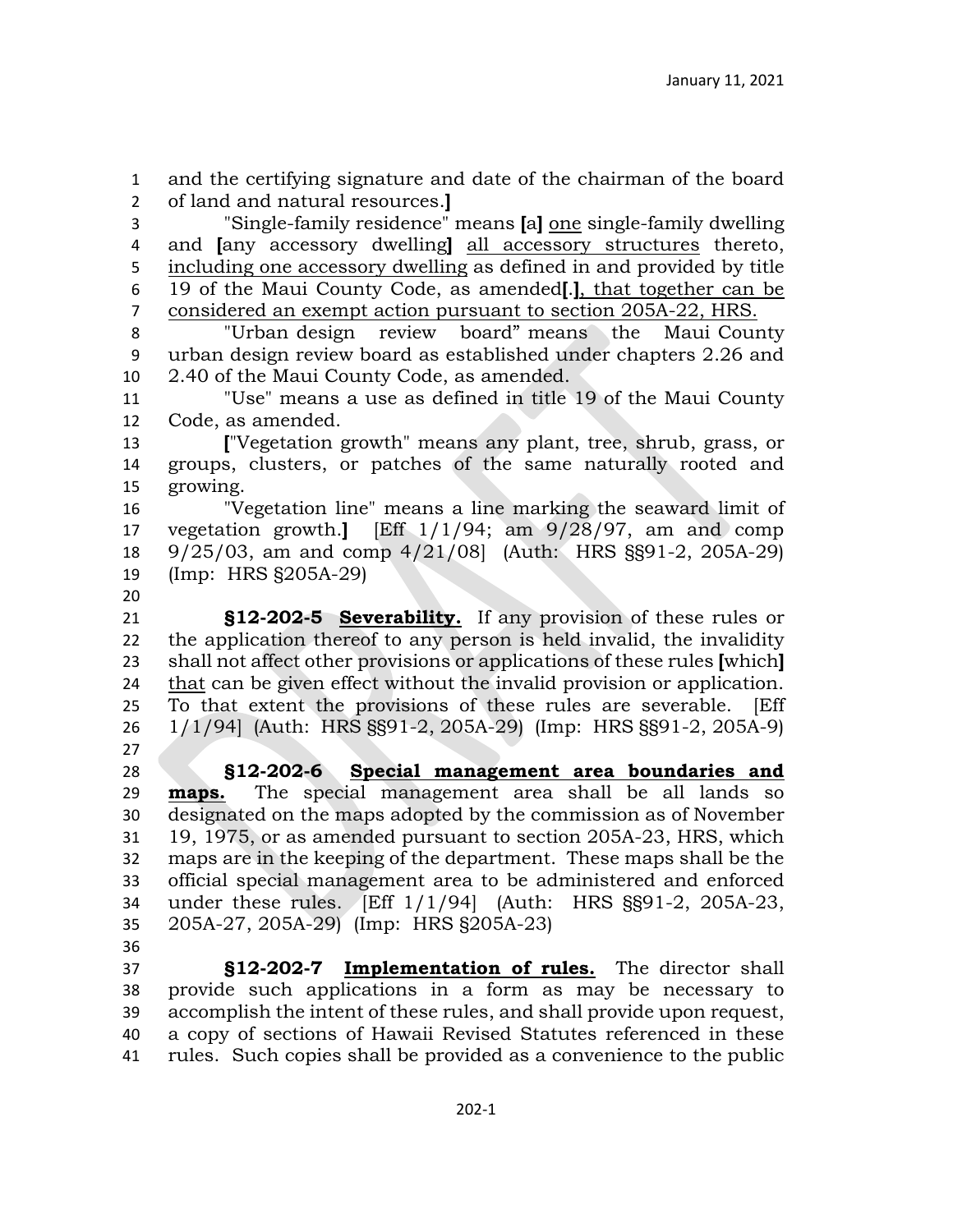and the certifying signature and date of the chairman of the board of land and natural resources.]

"Single-family residence" means [a] <u>one</u> single-family dwelling and [any accessory dwelling] <u>all accessory structures</u> thereto, <u>including one accessory dwelling</u> as defined in and provided by title 19 of the Maui County Code, as amended[.]<u>, that together can be considered an exempt action pursuant to section 205A-22, HRS.</u>

"Urban design review board" means the Maui County urban design review board as established under chapters 2.26 and 2.40 of the Maui County Code, as amended.

"Use" means a use as defined in title 19 of the Maui County Code, as amended.

["Vegetation growth" means any plant, tree, shrub, grass, or groups, clusters, or patches of the same naturally rooted and growing.

"Vegetation line" means a line marking the seaward limit of vegetation growth.] [Eff 1/1/94; am 9/28/97, am and comp 9/25/03, am and comp 4/21/08] (Auth: HRS §§91-2, 205A-29) (Imp: HRS §205A-29)

**§12-202-5 <u>Severability.</u>** If any provision of these rules or the application thereof to any person is held invalid, the invalidity shall not affect other provisions or applications of these rules [which] <u>that</u> can be given effect without the invalid provision or application. To that extent the provisions of these rules are severable. [Eff 1/1/94] (Auth: HRS §§91-2, 205A-29) (Imp: HRS §§91-2, 205A-9)

**§12-202-6 <u>Special management area boundaries and maps.</u>** The special management area shall be all lands so designated on the maps adopted by the commission as of November 19, 1975, or as amended pursuant to section 205A-23, HRS, which maps are in the keeping of the department. These maps shall be the official special management area to be administered and enforced under these rules. [Eff 1/1/94] (Auth: HRS §§91-2, 205A-23, 205A-27, 205A-29) (Imp: HRS §205A-23)

**§12-202-7 <u>Implementation of rules.</u>** The director shall provide such applications in a form as may be necessary to accomplish the intent of these rules, and shall provide upon request, a copy of sections of Hawaii Revised Statutes referenced in these rules. Such copies shall be provided as a convenience to the public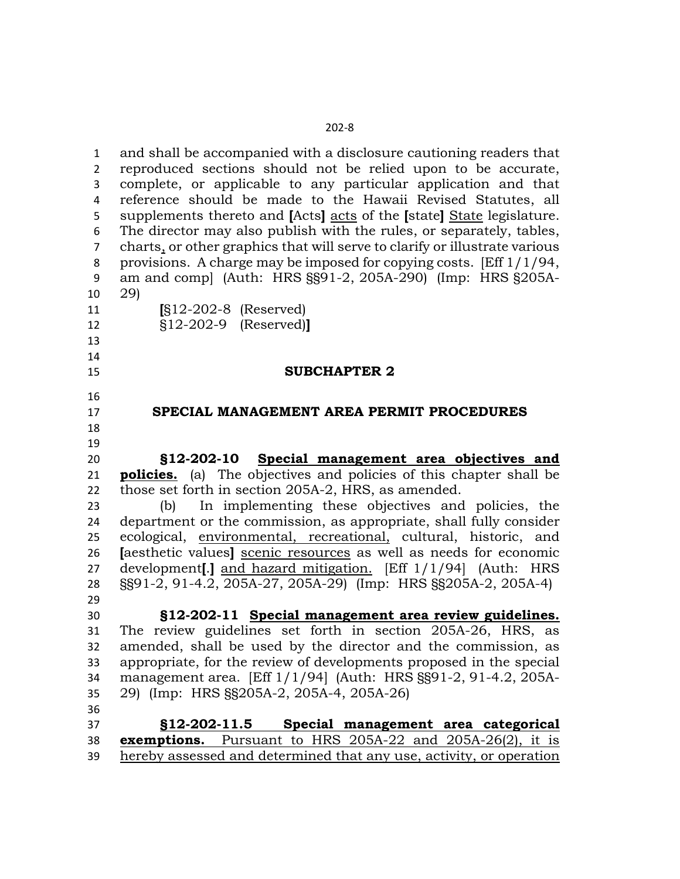and shall be accompanied with a disclosure cautioning readers that reproduced sections should not be relied upon to be accurate, complete, or applicable to any particular application and that reference should be made to the Hawaii Revised Statutes, all supplements thereto and **[**Acts**]** <u>acts</u> of the **[**state**]** <u>State</u> legislature. The director may also publish with the rules, or separately, tables, charts<u>,</u> or other graphics that will serve to clarify or illustrate various provisions. A charge may be imposed for copying costs. [Eff 1/1/94, am and comp] (Auth: HRS §§91-2, 205A-290) (Imp: HRS §205A-29)

**[**§12-202-8 (Reserved)
§12-202-9 (Reserved)**]**

## SUBCHAPTER 2

## SPECIAL MANAGEMENT AREA PERMIT PROCEDURES

**§12-202-10 <u>Special management area objectives and policies.</u>** (a) The objectives and policies of this chapter shall be those set forth in section 205A-2, HRS, as amended.

(b) In implementing these objectives and policies, the department or the commission, as appropriate, shall fully consider ecological, <u>environmental, recreational,</u> cultural, historic, and **[**aesthetic values**]** <u>scenic resources</u> as well as needs for economic development**[**.**]** <u>and hazard mitigation.</u> [Eff 1/1/94] (Auth: HRS §§91-2, 91-4.2, 205A-27, 205A-29) (Imp: HRS §§205A-2, 205A-4)

**§12-202-11 <u>Special management area review guidelines.</u>** The review guidelines set forth in section 205A-26, HRS, as amended, shall be used by the director and the commission, as appropriate, for the review of developments proposed in the special management area. [Eff 1/1/94] (Auth: HRS §§91-2, 91-4.2, 205A-29) (Imp: HRS §§205A-2, 205A-4, 205A-26)

<u>**§12-202-11.5 Special management area categorical exemptions.** Pursuant to HRS 205A-22 and 205A-26(2), it is hereby assessed and determined that any use, activity, or operation</u>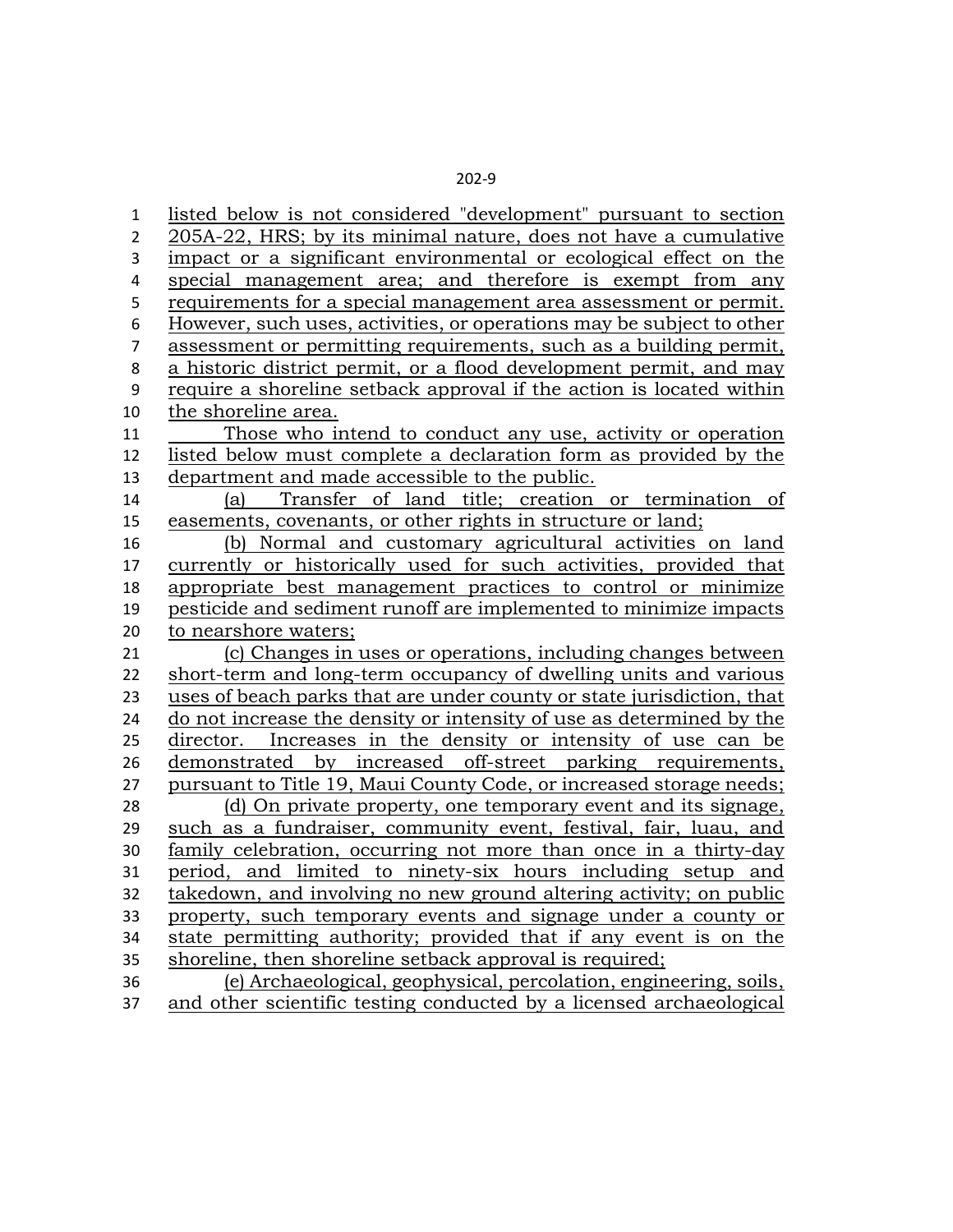listed below is not considered "development" pursuant to section 205A-22, HRS; by its minimal nature, does not have a cumulative impact or a significant environmental or ecological effect on the special management area; and therefore is exempt from any requirements for a special management area assessment or permit. However, such uses, activities, or operations may be subject to other assessment or permitting requirements, such as a building permit, a historic district permit, or a flood development permit, and may require a shoreline setback approval if the action is located within the shoreline area.

Those who intend to conduct any use, activity or operation listed below must complete a declaration form as provided by the department and made accessible to the public.

(a) Transfer of land title; creation or termination of easements, covenants, or other rights in structure or land;

(b) Normal and customary agricultural activities on land currently or historically used for such activities, provided that appropriate best management practices to control or minimize pesticide and sediment runoff are implemented to minimize impacts to nearshore waters;

(c) Changes in uses or operations, including changes between short-term and long-term occupancy of dwelling units and various uses of beach parks that are under county or state jurisdiction, that do not increase the density or intensity of use as determined by the director. Increases in the density or intensity of use can be demonstrated by increased off-street parking requirements, pursuant to Title 19, Maui County Code, or increased storage needs;

(d) On private property, one temporary event and its signage, such as a fundraiser, community event, festival, fair, luau, and family celebration, occurring not more than once in a thirty-day period, and limited to ninety-six hours including setup and takedown, and involving no new ground altering activity; on public property, such temporary events and signage under a county or state permitting authority; provided that if any event is on the shoreline, then shoreline setback approval is required;

(e) Archaeological, geophysical, percolation, engineering, soils, and other scientific testing conducted by a licensed archaeological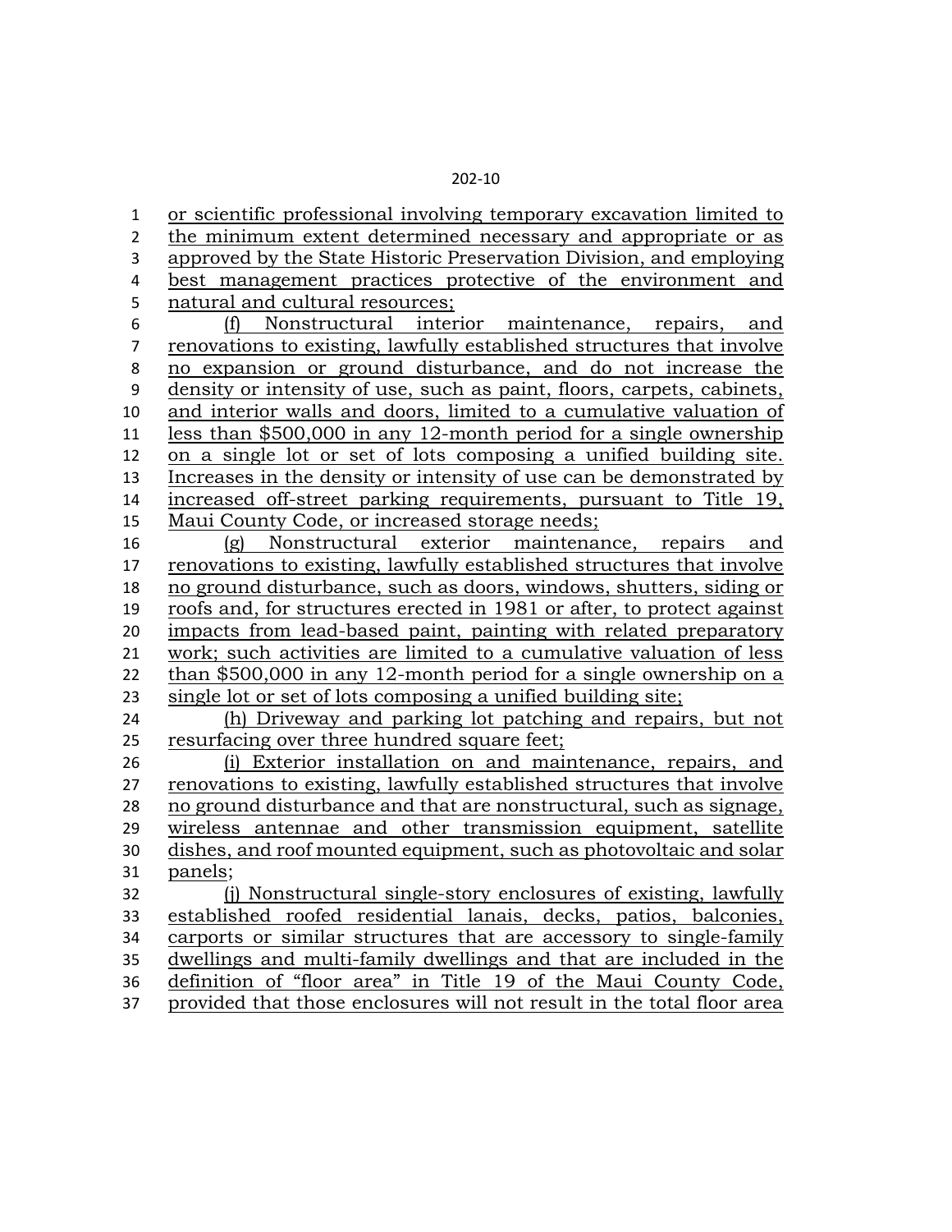or scientific professional involving temporary excavation limited to the minimum extent determined necessary and appropriate or as approved by the State Historic Preservation Division, and employing best management practices protective of the environment and natural and cultural resources;

(f) Nonstructural interior maintenance, repairs, and renovations to existing, lawfully established structures that involve no expansion or ground disturbance, and do not increase the density or intensity of use, such as paint, floors, carpets, cabinets, and interior walls and doors, limited to a cumulative valuation of less than $500,000 in any 12-month period for a single ownership on a single lot or set of lots composing a unified building site. Increases in the density or intensity of use can be demonstrated by increased off-street parking requirements, pursuant to Title 19, Maui County Code, or increased storage needs;

(g) Nonstructural exterior maintenance, repairs and renovations to existing, lawfully established structures that involve no ground disturbance, such as doors, windows, shutters, siding or roofs and, for structures erected in 1981 or after, to protect against impacts from lead-based paint, painting with related preparatory work; such activities are limited to a cumulative valuation of less than $500,000 in any 12-month period for a single ownership on a single lot or set of lots composing a unified building site;

(h) Driveway and parking lot patching and repairs, but not resurfacing over three hundred square feet;

(i) Exterior installation on and maintenance, repairs, and renovations to existing, lawfully established structures that involve no ground disturbance and that are nonstructural, such as signage, wireless antennae and other transmission equipment, satellite dishes, and roof mounted equipment, such as photovoltaic and solar panels;

(j) Nonstructural single-story enclosures of existing, lawfully established roofed residential lanais, decks, patios, balconies, carports or similar structures that are accessory to single-family dwellings and multi-family dwellings and that are included in the definition of "floor area" in Title 19 of the Maui County Code, provided that those enclosures will not result in the total floor area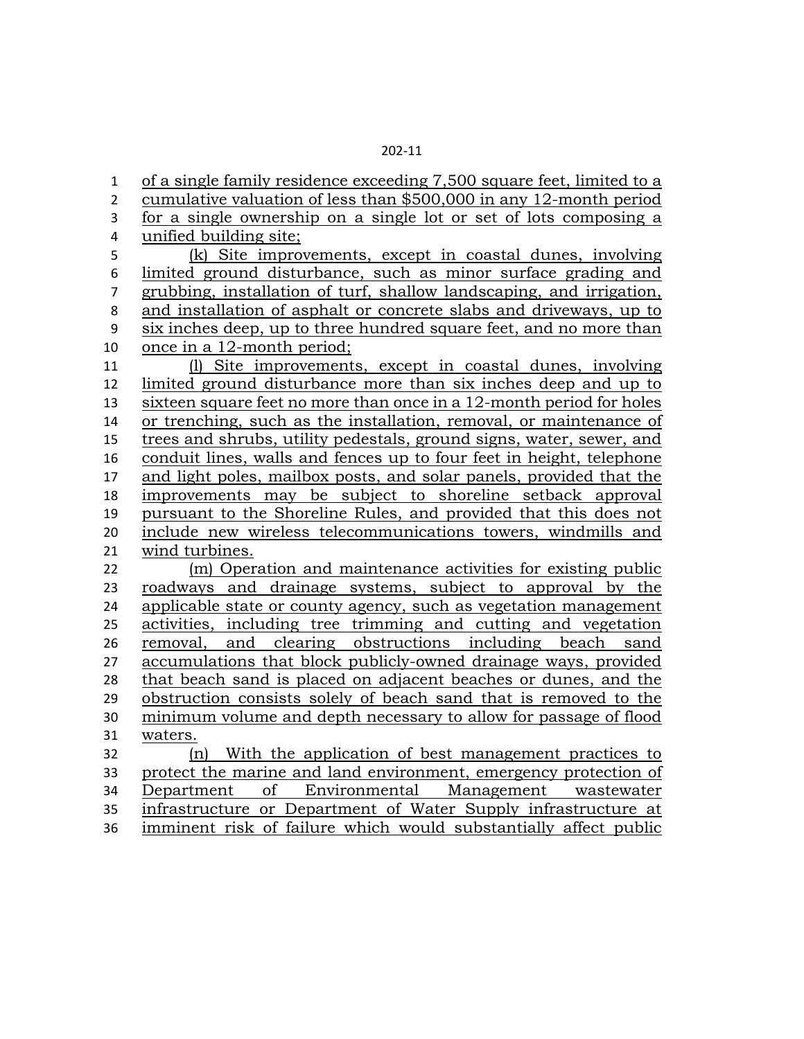of a single family residence exceeding 7,500 square feet, limited to a cumulative valuation of less than $500,000 in any 12-month period for a single ownership on a single lot or set of lots composing a unified building site;

(k) Site improvements, except in coastal dunes, involving limited ground disturbance, such as minor surface grading and grubbing, installation of turf, shallow landscaping, and irrigation, and installation of asphalt or concrete slabs and driveways, up to six inches deep, up to three hundred square feet, and no more than once in a 12-month period;

(l) Site improvements, except in coastal dunes, involving limited ground disturbance more than six inches deep and up to sixteen square feet no more than once in a 12-month period for holes or trenching, such as the installation, removal, or maintenance of trees and shrubs, utility pedestals, ground signs, water, sewer, and conduit lines, walls and fences up to four feet in height, telephone and light poles, mailbox posts, and solar panels, provided that the improvements may be subject to shoreline setback approval pursuant to the Shoreline Rules, and provided that this does not include new wireless telecommunications towers, windmills and wind turbines.

(m) Operation and maintenance activities for existing public roadways and drainage systems, subject to approval by the applicable state or county agency, such as vegetation management activities, including tree trimming and cutting and vegetation removal, and clearing obstructions including beach sand accumulations that block publicly-owned drainage ways, provided that beach sand is placed on adjacent beaches or dunes, and the obstruction consists solely of beach sand that is removed to the minimum volume and depth necessary to allow for passage of flood waters.

(n) With the application of best management practices to protect the marine and land environment, emergency protection of Department of Environmental Management wastewater infrastructure or Department of Water Supply infrastructure at imminent risk of failure which would substantially affect public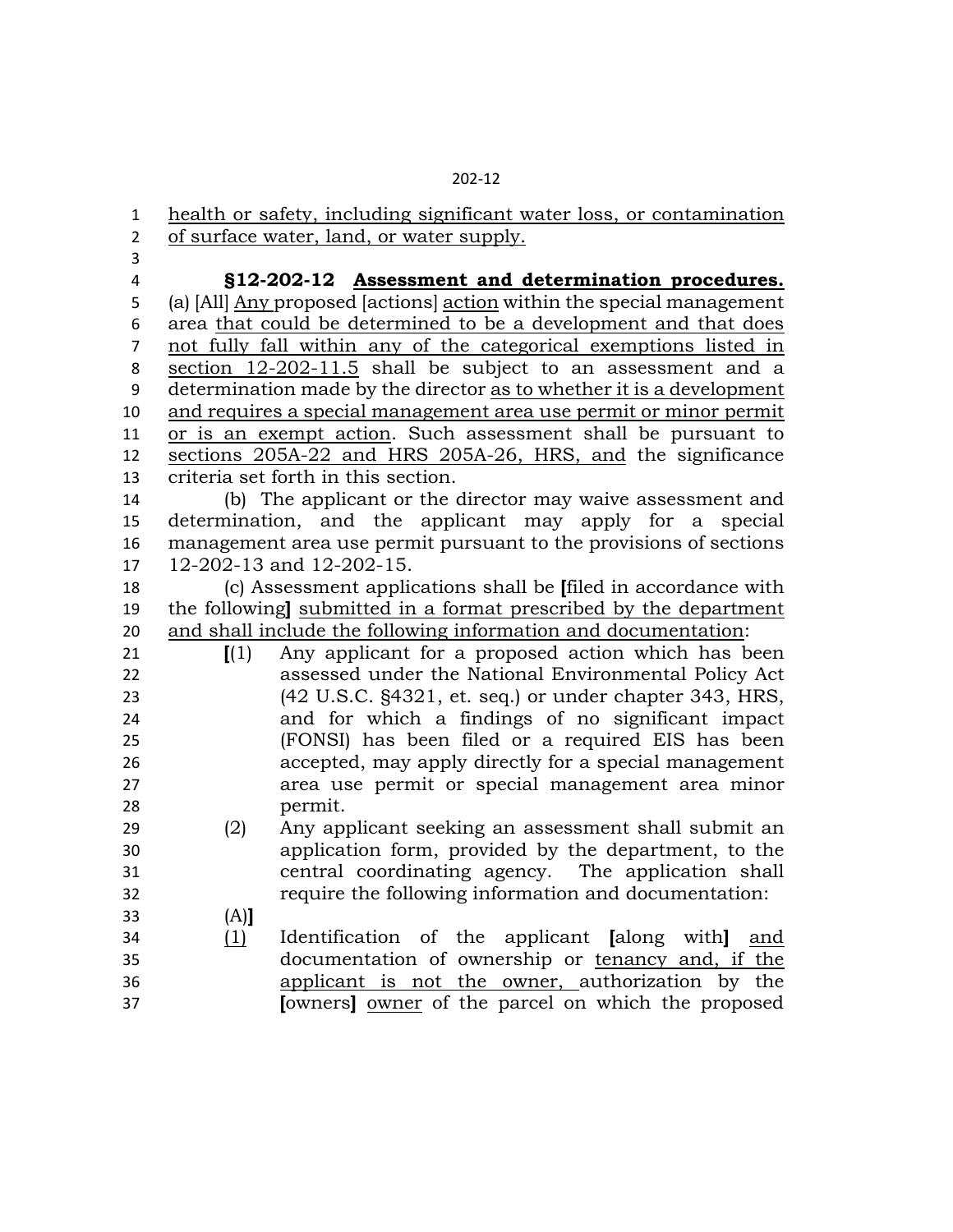health or safety, including significant water loss, or contamination of surface water, land, or water supply.

**§12-202-12 Assessment and determination procedures.** (a) [All] Any proposed [actions] action within the special management area that could be determined to be a development and that does not fully fall within any of the categorical exemptions listed in section 12-202-11.5 shall be subject to an assessment and a determination made by the director as to whether it is a development and requires a special management area use permit or minor permit or is an exempt action. Such assessment shall be pursuant to sections 205A-22 and HRS 205A-26, HRS, and the significance criteria set forth in this section.

(b) The applicant or the director may waive assessment and determination, and the applicant may apply for a special management area use permit pursuant to the provisions of sections 12-202-13 and 12-202-15.

(c) Assessment applications shall be **[**filed in accordance with the following**]** submitted in a format prescribed by the department and shall include the following information and documentation:

**[**(1) Any applicant for a proposed action which has been assessed under the National Environmental Policy Act (42 U.S.C. §4321, et. seq.) or under chapter 343, HRS, and for which a findings of no significant impact (FONSI) has been filed or a required EIS has been accepted, may apply directly for a special management area use permit or special management area minor permit.

(2) Any applicant seeking an assessment shall submit an application form, provided by the department, to the central coordinating agency. The application shall require the following information and documentation:

(A)**]**

(1) Identification of the applicant **[**along with**]** and documentation of ownership or tenancy and, if the applicant is not the owner, authorization by the **[**owners**]** owner of the parcel on which the proposed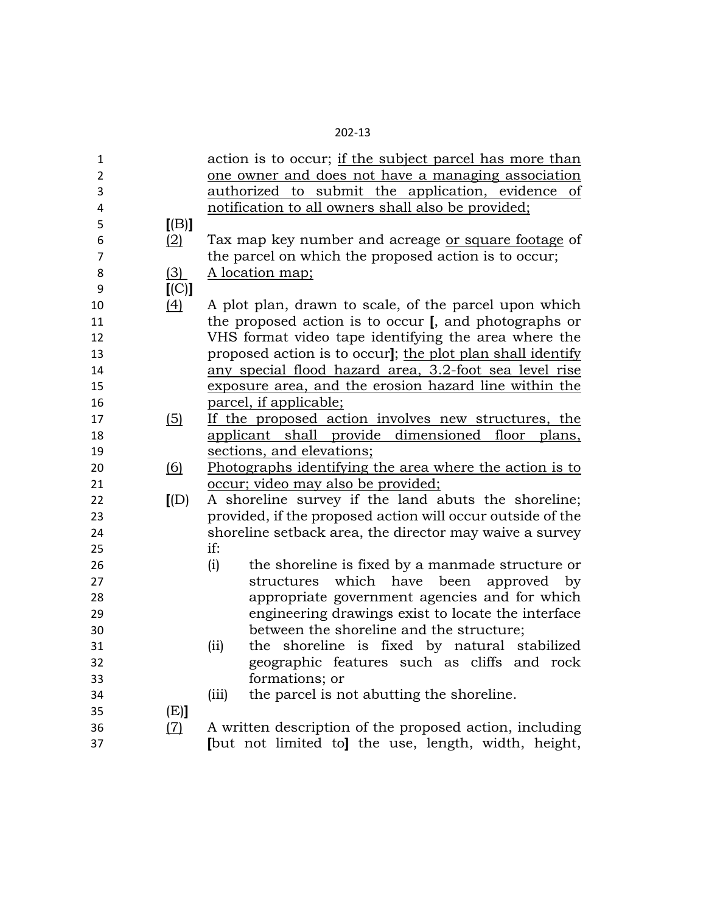action is to occur; <u>if the subject parcel has more than one owner and does not have a managing association authorized to submit the application, evidence of notification to all owners shall also be provided;</u>

**[**(B)**]**
<u>(2)</u> Tax map key number and acreage <u>or square footage</u> of the parcel on which the proposed action is to occur;

<u>(3)</u> <u>A location map;</u>

**[**(C)**]**
<u>(4)</u> A plot plan, drawn to scale, of the parcel upon which the proposed action is to occur **[**, and photographs or VHS format video tape identifying the area where the proposed action is to occur**]**; <u>the plot plan shall identify any special flood hazard area, 3.2-foot sea level rise exposure area, and the erosion hazard line within the parcel, if applicable;</u>

<u>(5)</u> <u>If the proposed action involves new structures, the applicant shall provide dimensioned floor plans, sections, and elevations;</u>

<u>(6)</u> <u>Photographs identifying the area where the action is to occur; video may also be provided;</u>

**[**(D) A shoreline survey if the land abuts the shoreline; provided, if the proposed action will occur outside of the shoreline setback area, the director may waive a survey if:

(i) the shoreline is fixed by a manmade structure or structures which have been approved by appropriate government agencies and for which engineering drawings exist to locate the interface between the shoreline and the structure;

(ii) the shoreline is fixed by natural stabilized geographic features such as cliffs and rock formations; or

(iii) the parcel is not abutting the shoreline.

(E)**]**
<u>(7)</u> A written description of the proposed action, including **[**but not limited to**]** the use, length, width, height,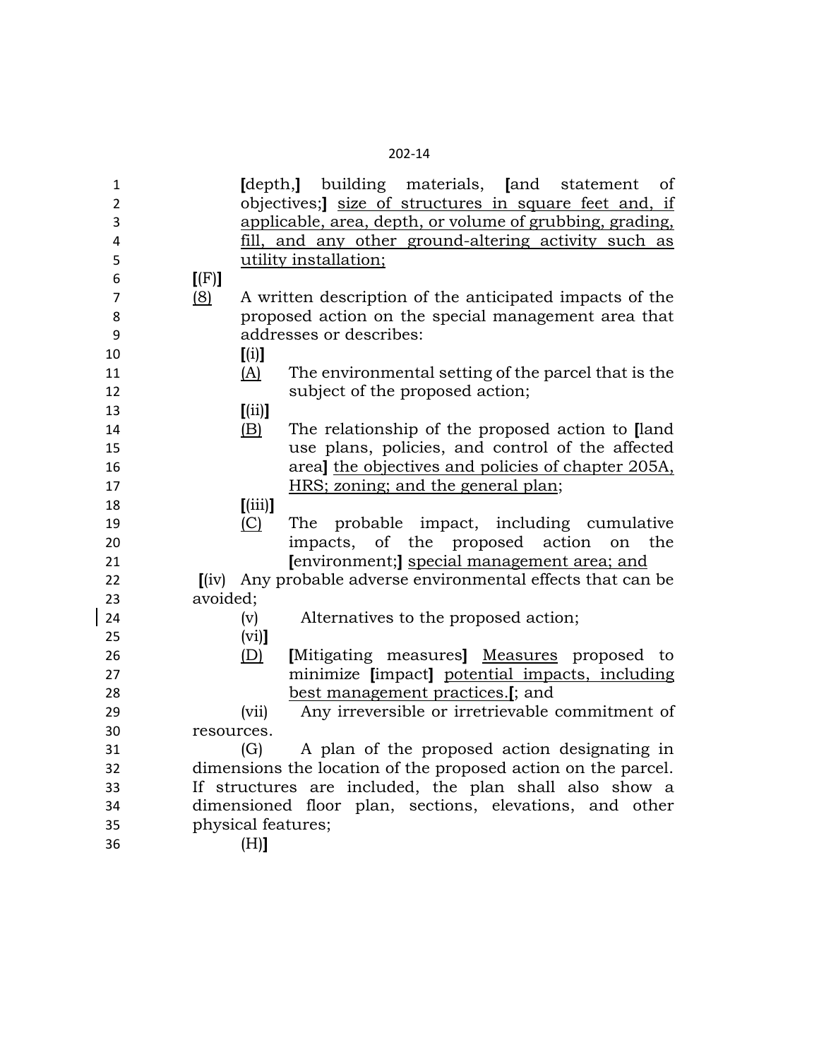**[**depth,**]** building materials, **[**and statement of objectives;**]** <u>size of structures in square feet and, if applicable, area, depth, or volume of grubbing, grading, fill, and any other ground-altering activity such as utility installation;</u>

**[**(F)**]**

<u>(8)</u> A written description of the anticipated impacts of the proposed action on the special management area that addresses or describes:

**[**(i)**]**

<u>(A)</u> The environmental setting of the parcel that is the subject of the proposed action;

**[**(ii)**]**

<u>(B)</u> The relationship of the proposed action to **[**land use plans, policies, and control of the affected area**]** <u>the objectives and policies of chapter 205A, HRS; zoning; and the general plan</u>;

**[**(iii)**]**

<u>(C)</u> The probable impact, including cumulative impacts, of the proposed action on the **[**environment;**]** <u>special management area; and</u>

**[**(iv) Any probable adverse environmental effects that can be avoided;

(v) Alternatives to the proposed action;

(vi)**]**

<u>(D)</u> **[**Mitigating measures**]** <u>Measures</u> proposed to minimize **[**impact**]** <u>potential impacts, including best management practices.</u>**[**; and

(vii) Any irreversible or irretrievable commitment of resources.

(G) A plan of the proposed action designating in dimensions the location of the proposed action on the parcel. If structures are included, the plan shall also show a dimensioned floor plan, sections, elevations, and other physical features;

(H)**]**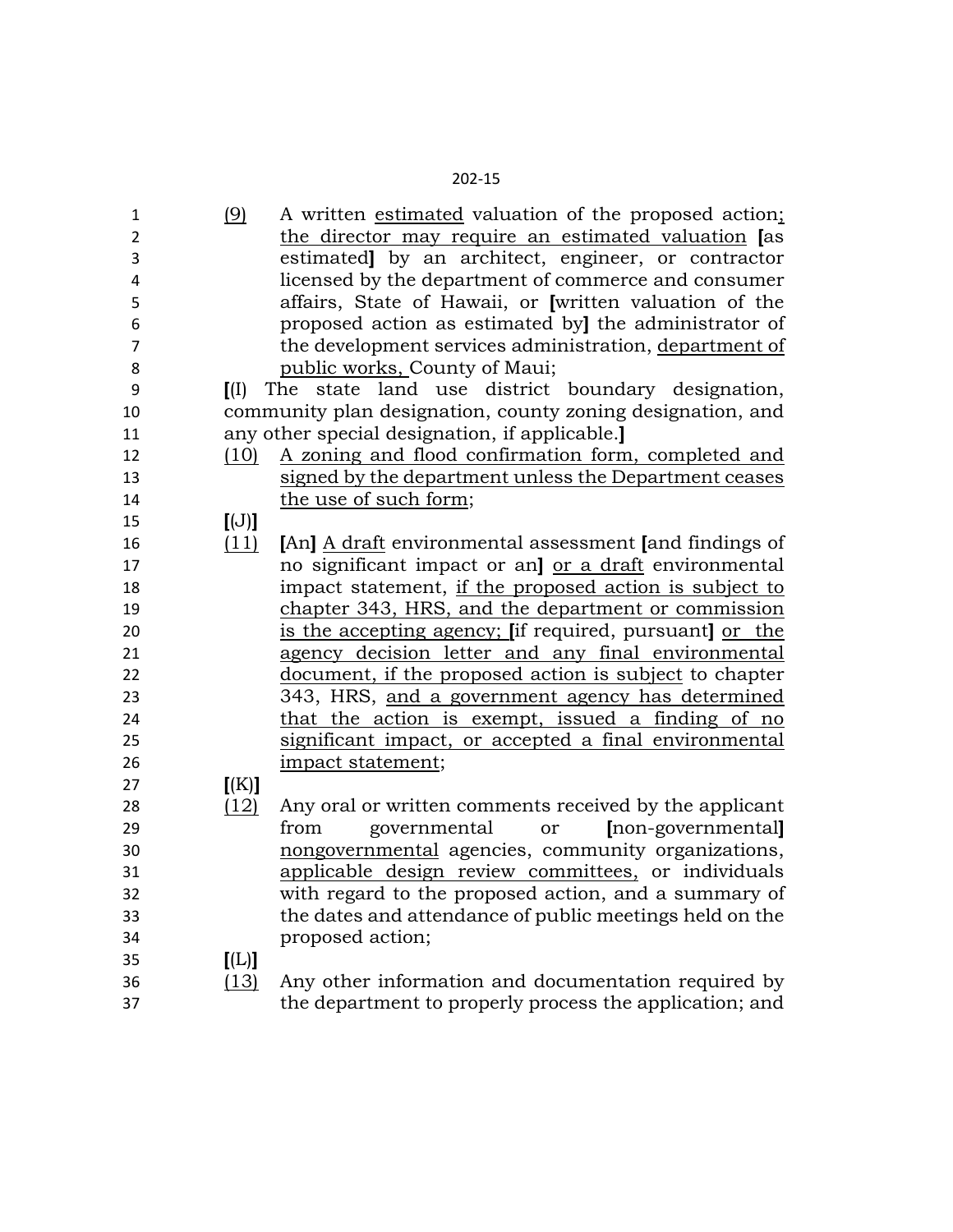(9) A written estimated valuation of the proposed action; the director may require an estimated valuation [as estimated] by an architect, engineer, or contractor licensed by the department of commerce and consumer affairs, State of Hawaii, or [written valuation of the proposed action as estimated by] the administrator of the development services administration, department of public works, County of Maui;

[(I) The state land use district boundary designation, community plan designation, county zoning designation, and any other special designation, if applicable.]

(10) A zoning and flood confirmation form, completed and signed by the department unless the Department ceases the use of such form;

[(J)]

(11) [An] A draft environmental assessment [and findings of no significant impact or an] or a draft environmental impact statement, if the proposed action is subject to chapter 343, HRS, and the department or commission is the accepting agency; [if required, pursuant] or the agency decision letter and any final environmental document, if the proposed action is subject to chapter 343, HRS, and a government agency has determined that the action is exempt, issued a finding of no significant impact, or accepted a final environmental impact statement;

[(K)]

(12) Any oral or written comments received by the applicant from governmental or [non-governmental] nongovernmental agencies, community organizations, applicable design review committees, or individuals with regard to the proposed action, and a summary of the dates and attendance of public meetings held on the proposed action;

[(L)]

(13) Any other information and documentation required by the department to properly process the application; and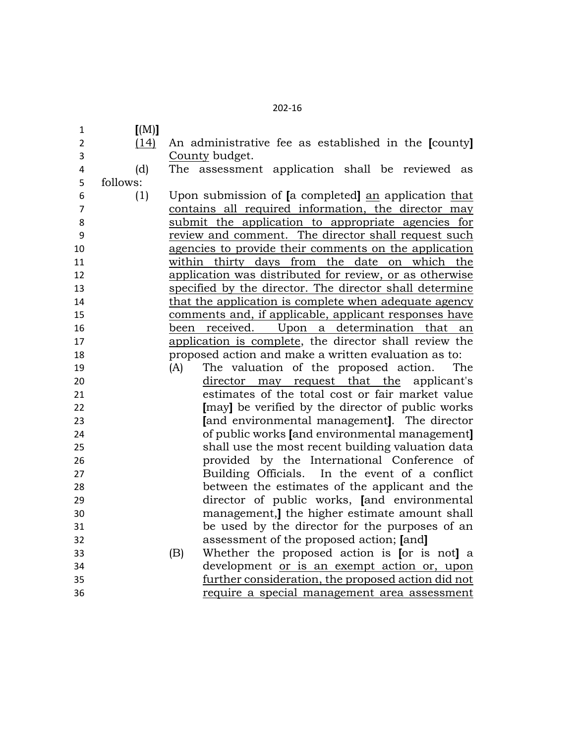[(M)]

(14) An administrative fee as established in the [county] County budget.

(d) The assessment application shall be reviewed as follows:

(1) Upon submission of [a completed] an application that contains all required information, the director may submit the application to appropriate agencies for review and comment. The director shall request such agencies to provide their comments on the application within thirty days from the date on which the application was distributed for review, or as otherwise specified by the director. The director shall determine that the application is complete when adequate agency comments and, if applicable, applicant responses have been received. Upon a determination that an application is complete, the director shall review the proposed action and make a written evaluation as to:

(A) The valuation of the proposed action. The director may request that the applicant's estimates of the total cost or fair market value [may] be verified by the director of public works [and environmental management]. The director of public works [and environmental management] shall use the most recent building valuation data provided by the International Conference of Building Officials. In the event of a conflict between the estimates of the applicant and the director of public works, [and environmental management,] the higher estimate amount shall be used by the director for the purposes of an assessment of the proposed action; [and]

(B) Whether the proposed action is [or is not] a development or is an exempt action or, upon further consideration, the proposed action did not require a special management area assessment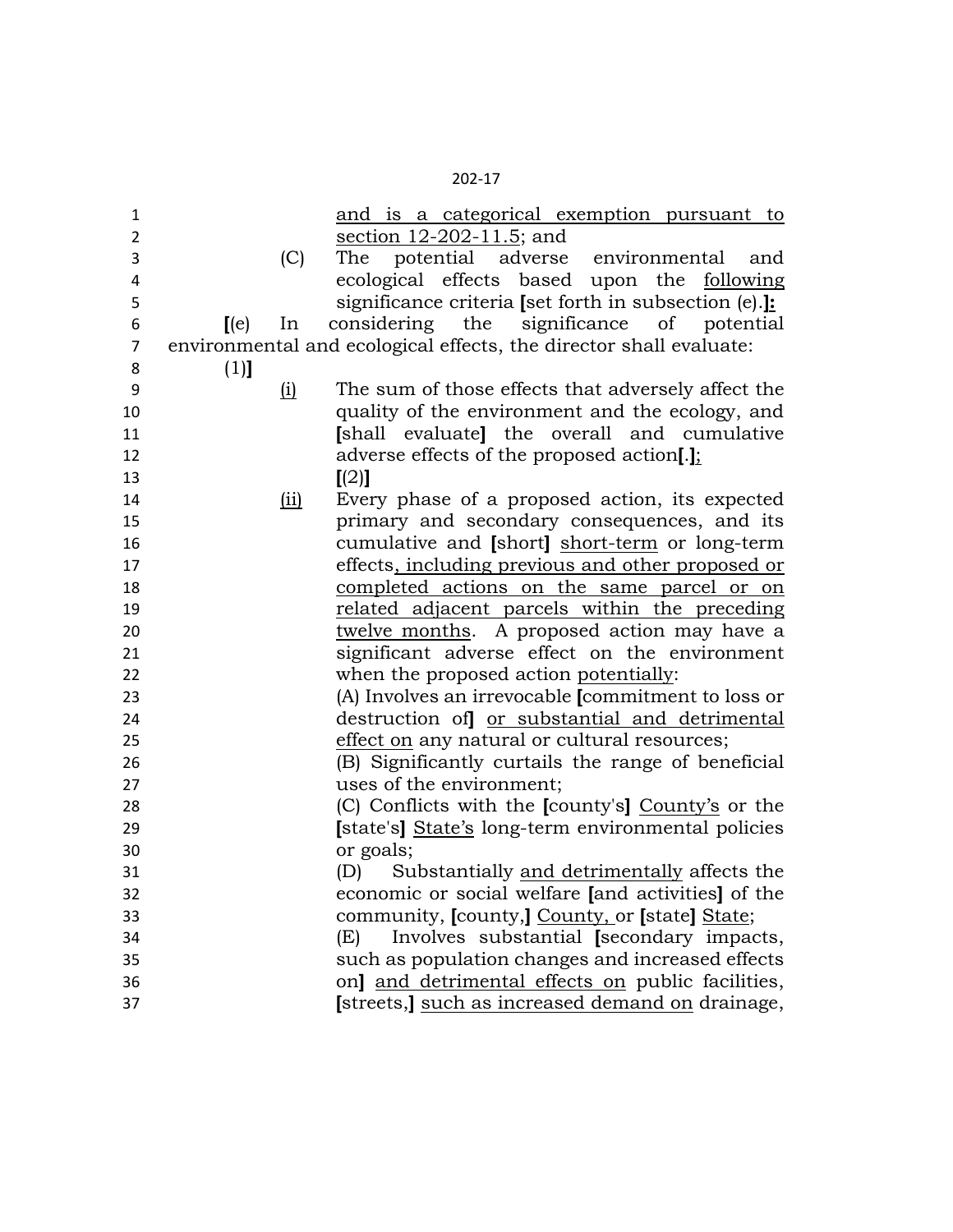and is a categorical exemption pursuant to section 12-202-11.5; and

(C) The potential adverse environmental and ecological effects based upon the following significance criteria [set forth in subsection (e).]:

[(e) In considering the significance of potential environmental and ecological effects, the director shall evaluate:

(1)]

(i) The sum of those effects that adversely affect the quality of the environment and the ecology, and [shall evaluate] the overall and cumulative adverse effects of the proposed action[.];

[(2)]

(ii) Every phase of a proposed action, its expected primary and secondary consequences, and its cumulative and [short] short-term or long-term effects, including previous and other proposed or completed actions on the same parcel or on related adjacent parcels within the preceding twelve months. A proposed action may have a significant adverse effect on the environment when the proposed action potentially:

(A) Involves an irrevocable [commitment to loss or destruction of] or substantial and detrimental effect on any natural or cultural resources;

(B) Significantly curtails the range of beneficial uses of the environment;

(C) Conflicts with the [county's] County's or the [state's] State's long-term environmental policies or goals;

(D) Substantially and detrimentally affects the economic or social welfare [and activities] of the community, [county,] County, or [state] State;

(E) Involves substantial [secondary impacts, such as population changes and increased effects on] and detrimental effects on public facilities, [streets,] such as increased demand on drainage,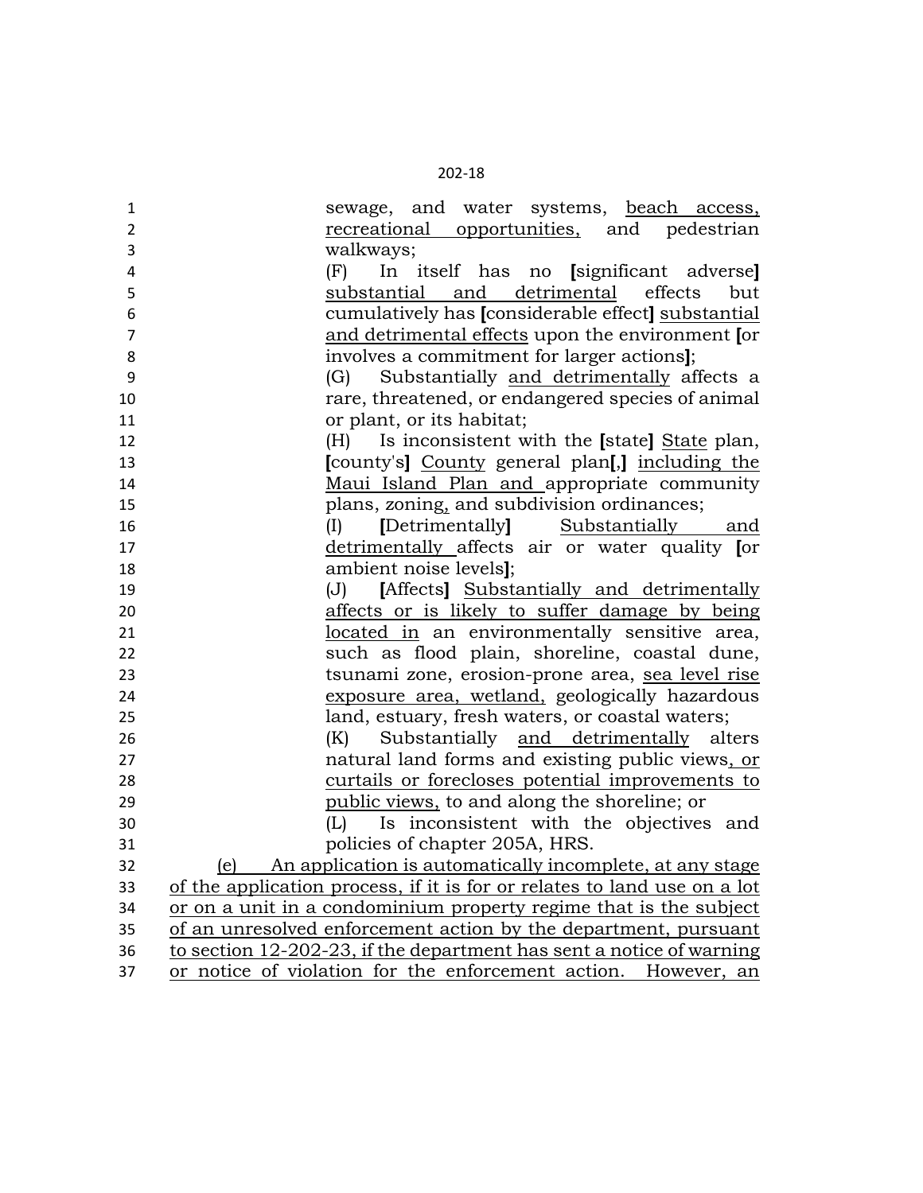sewage, and water systems, <u>beach access, recreational opportunities,</u> and pedestrian walkways;

(F) In itself has no **[**significant adverse**]** <u>substantial and detrimental</u> effects but cumulatively has **[**considerable effect**]** <u>substantial and detrimental effects</u> upon the environment **[**or involves a commitment for larger actions**]**;

(G) Substantially <u>and detrimentally</u> affects a rare, threatened, or endangered species of animal or plant, or its habitat;

(H) Is inconsistent with the **[**state**]** <u>State</u> plan, **[**county's**]** <u>County</u> general plan**[**,**]** <u>including the Maui Island Plan and</u> appropriate community plans, zoning, and subdivision ordinances;

(I) **[**Detrimentally**]** <u>Substantially and detrimentally</u> affects air or water quality **[**or ambient noise levels**]**;

(J) **[**Affects**]** <u>Substantially and detrimentally affects or is likely to suffer damage by being located in</u> an environmentally sensitive area, such as flood plain, shoreline, coastal dune, tsunami zone, erosion-prone area, <u>sea level rise exposure area, wetland,</u> geologically hazardous land, estuary, fresh waters, or coastal waters;

(K) Substantially <u>and detrimentally</u> alters natural land forms and existing public views<u>, or curtails or forecloses potential improvements to public views,</u> to and along the shoreline; or

(L) Is inconsistent with the objectives and policies of chapter 205A, HRS.

<u>(e) An application is automatically incomplete, at any stage of the application process, if it is for or relates to land use on a lot or on a unit in a condominium property regime that is the subject of an unresolved enforcement action by the department, pursuant to section 12-202-23, if the department has sent a notice of warning or notice of violation for the enforcement action. However, an</u>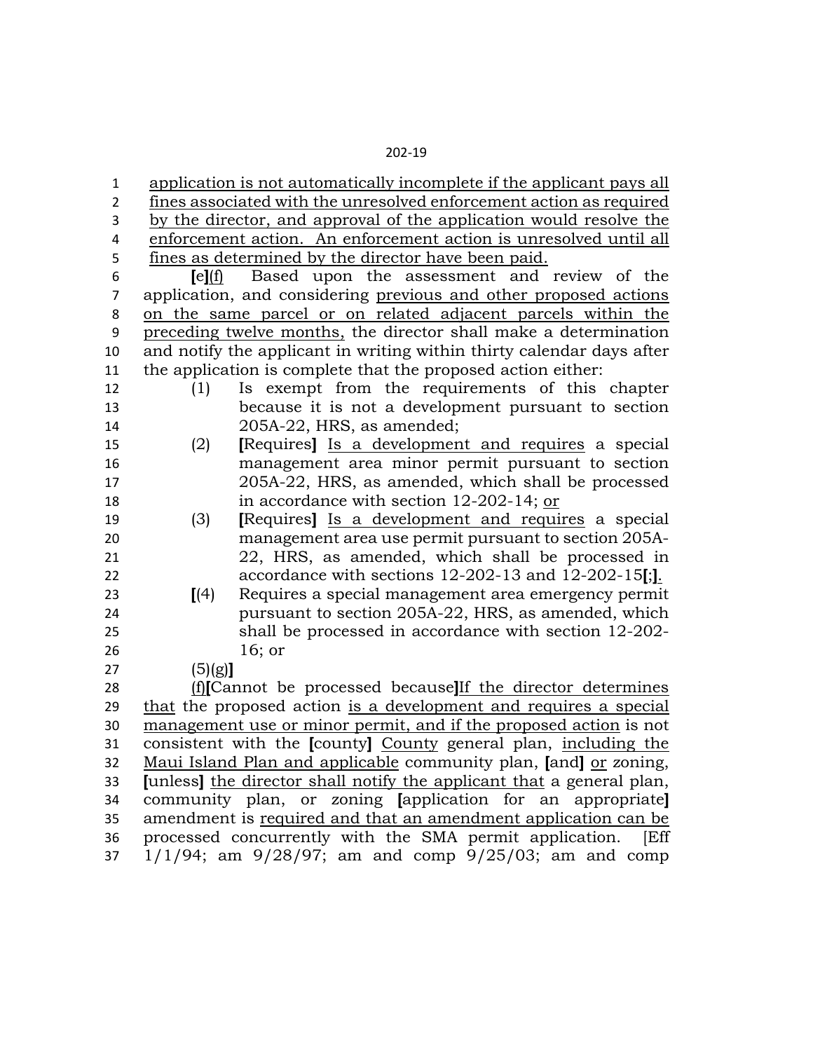application is not automatically incomplete if the applicant pays all fines associated with the unresolved enforcement action as required by the director, and approval of the application would resolve the enforcement action. An enforcement action is unresolved until all fines as determined by the director have been paid.

**[**e**]**(f) Based upon the assessment and review of the application, and considering previous and other proposed actions on the same parcel or on related adjacent parcels within the preceding twelve months, the director shall make a determination and notify the applicant in writing within thirty calendar days after the application is complete that the proposed action either:

(1) Is exempt from the requirements of this chapter because it is not a development pursuant to section 205A-22, HRS, as amended;

(2) **[**Requires**]** Is a development and requires a special management area minor permit pursuant to section 205A-22, HRS, as amended, which shall be processed in accordance with section 12-202-14; or

(3) **[**Requires**]** Is a development and requires a special management area use permit pursuant to section 205A-22, HRS, as amended, which shall be processed in accordance with sections 12-202-13 and 12-202-15**[**;**]**.

**[**(4) Requires a special management area emergency permit pursuant to section 205A-22, HRS, as amended, which shall be processed in accordance with section 12-202-16; or

(5)(g)**]**

(f)**[**Cannot be processed because**]**If the director determines that the proposed action is a development and requires a special management use or minor permit, and if the proposed action is not consistent with the **[**county**]** County general plan, including the Maui Island Plan and applicable community plan, **[**and**]** or zoning, **[**unless**]** the director shall notify the applicant that a general plan, community plan, or zoning **[**application for an appropriate**]** amendment is required and that an amendment application can be processed concurrently with the SMA permit application. [Eff 1/1/94; am 9/28/97; am and comp 9/25/03; am and comp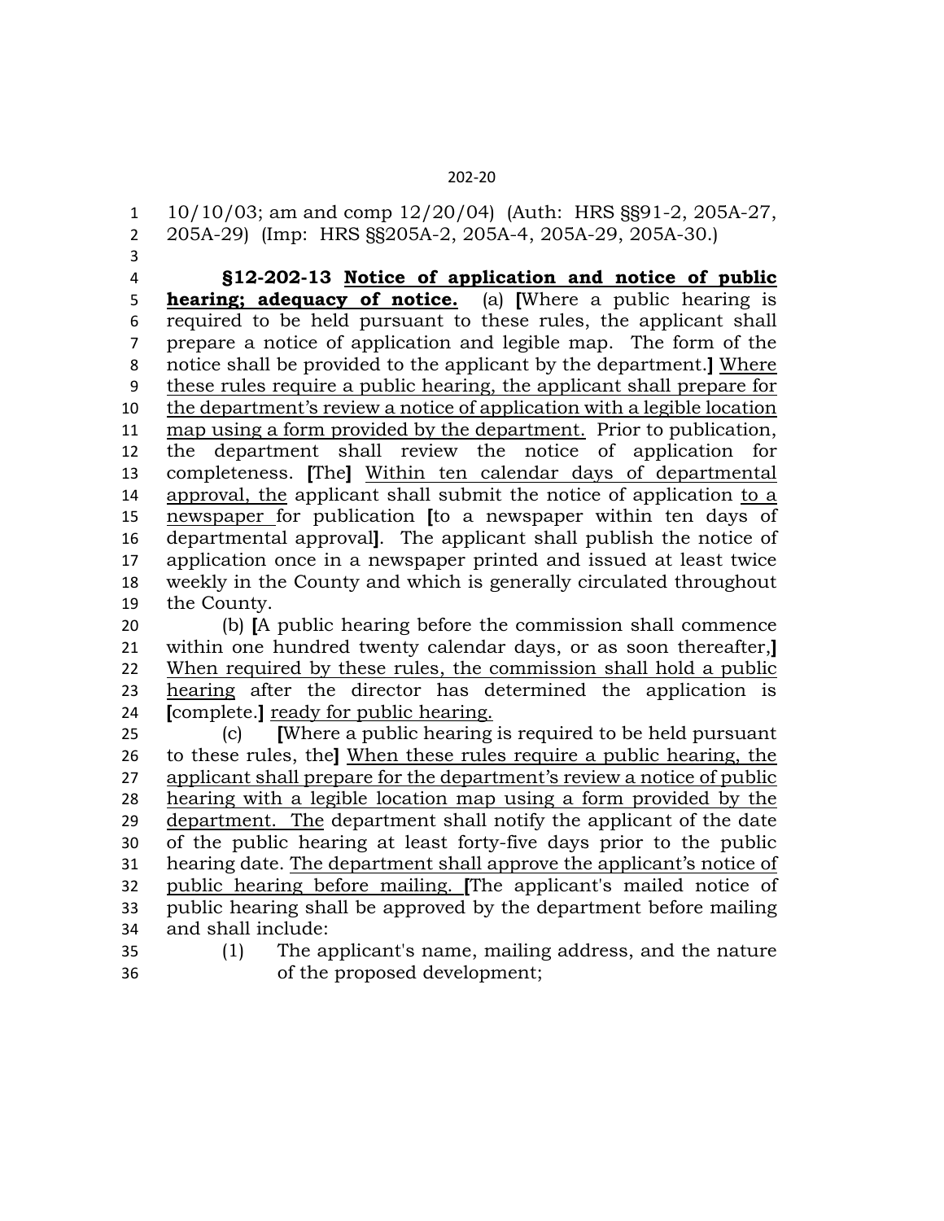10/10/03; am and comp 12/20/04) (Auth: HRS §§91-2, 205A-27, 205A-29) (Imp: HRS §§205A-2, 205A-4, 205A-29, 205A-30.)

**§12-202-13 <u>Notice of application and notice of public hearing; adequacy of notice.</u>** (a) **[**Where a public hearing is required to be held pursuant to these rules, the applicant shall prepare a notice of application and legible map. The form of the notice shall be provided to the applicant by the department.**]** <u>Where these rules require a public hearing, the applicant shall prepare for the department's review a notice of application with a legible location map using a form provided by the department.</u> Prior to publication, the department shall review the notice of application for completeness. **[**The**]** <u>Within ten calendar days of departmental approval, the</u> applicant shall submit the notice of application <u>to a newspaper</u> for publication **[**to a newspaper within ten days of departmental approval**]**. The applicant shall publish the notice of application once in a newspaper printed and issued at least twice weekly in the County and which is generally circulated throughout the County.

(b) **[**A public hearing before the commission shall commence within one hundred twenty calendar days, or as soon thereafter,**]** <u>When required by these rules, the commission shall hold a public hearing</u> after the director has determined the application is **[**complete.**]** <u>ready for public hearing.</u>

(c) **[**Where a public hearing is required to be held pursuant to these rules, the**]** <u>When these rules require a public hearing, the applicant shall prepare for the department's review a notice of public hearing with a legible location map using a form provided by the department. The</u> department shall notify the applicant of the date of the public hearing at least forty-five days prior to the public hearing date. <u>The department shall approve the applicant's notice of public hearing before mailing.</u> **[**The applicant's mailed notice of public hearing shall be approved by the department before mailing and shall include:

(1) The applicant's name, mailing address, and the nature of the proposed development;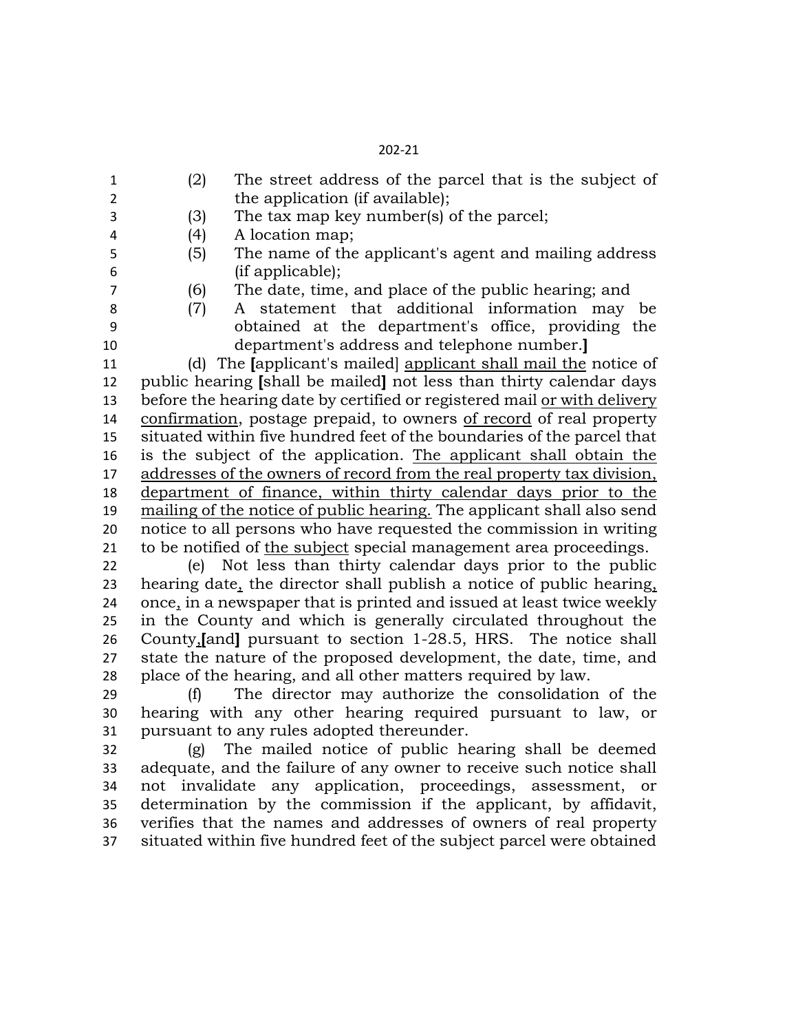(2) The street address of the parcel that is the subject of the application (if available);

(3) The tax map key number(s) of the parcel;

(4) A location map;

(5) The name of the applicant's agent and mailing address (if applicable);

(6) The date, time, and place of the public hearing; and

(7) A statement that additional information may be obtained at the department's office, providing the department's address and telephone number.]

(d) The [applicant's mailed] applicant shall mail the notice of public hearing [shall be mailed] not less than thirty calendar days before the hearing date by certified or registered mail or with delivery confirmation, postage prepaid, to owners of record of real property situated within five hundred feet of the boundaries of the parcel that is the subject of the application. The applicant shall obtain the addresses of the owners of record from the real property tax division, department of finance, within thirty calendar days prior to the mailing of the notice of public hearing. The applicant shall also send notice to all persons who have requested the commission in writing to be notified of the subject special management area proceedings.

(e) Not less than thirty calendar days prior to the public hearing date, the director shall publish a notice of public hearing, once, in a newspaper that is printed and issued at least twice weekly in the County and which is generally circulated throughout the County,[and] pursuant to section 1-28.5, HRS. The notice shall state the nature of the proposed development, the date, time, and place of the hearing, and all other matters required by law.

(f) The director may authorize the consolidation of the hearing with any other hearing required pursuant to law, or pursuant to any rules adopted thereunder.

(g) The mailed notice of public hearing shall be deemed adequate, and the failure of any owner to receive such notice shall not invalidate any application, proceedings, assessment, or determination by the commission if the applicant, by affidavit, verifies that the names and addresses of owners of real property situated within five hundred feet of the subject parcel were obtained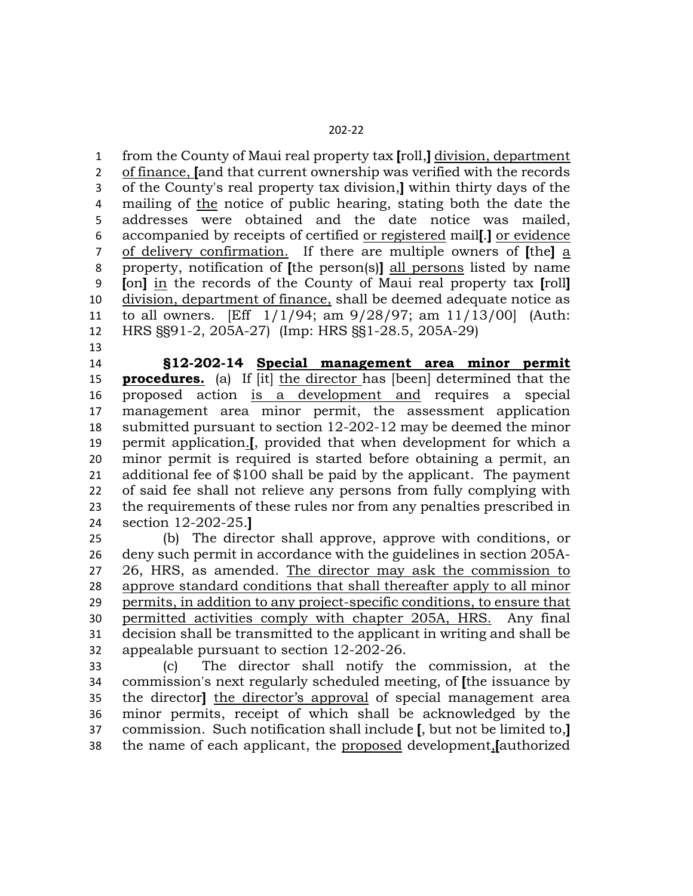from the County of Maui real property tax **[**roll,**]** <u>division, department of finance,</u> **[**and that current ownership was verified with the records of the County's real property tax division,**]** within thirty days of the mailing of <u>the</u> notice of public hearing, stating both the date the addresses were obtained and the date notice was mailed, accompanied by receipts of certified <u>or registered</u> mail**[**.**]** <u>or evidence of delivery confirmation.</u> If there are multiple owners of **[**the**]** <u>a</u> property, notification of **[**the person(s)**]** <u>all persons</u> listed by name **[**on**]** <u>in</u> the records of the County of Maui real property tax **[**roll**]** <u>division, department of finance,</u> shall be deemed adequate notice as to all owners. [Eff 1/1/94; am 9/28/97; am 11/13/00] (Auth: HRS §§91-2, 205A-27) (Imp: HRS §§1-28.5, 205A-29)

**§12-202-14 <u>Special management area minor permit procedures.</u>** (a) If [it] <u>the director</u> has [been] determined that the proposed action <u>is a development and</u> requires a special management area minor permit, the assessment application submitted pursuant to section 12-202-12 may be deemed the minor permit application<u>.</u>**[**, provided that when development for which a minor permit is required is started before obtaining a permit, an additional fee of $100 shall be paid by the applicant. The payment of said fee shall not relieve any persons from fully complying with the requirements of these rules nor from any penalties prescribed in section 12-202-25.**]**

(b) The director shall approve, approve with conditions, or deny such permit in accordance with the guidelines in section 205A-26, HRS, as amended. <u>The director may ask the commission to approve standard conditions that shall thereafter apply to all minor permits, in addition to any project-specific conditions, to ensure that permitted activities comply with chapter 205A, HRS.</u> Any final decision shall be transmitted to the applicant in writing and shall be appealable pursuant to section 12-202-26.

(c) The director shall notify the commission, at the commission's next regularly scheduled meeting, of **[**the issuance by the director**]** <u>the director's approval</u> of special management area minor permits, receipt of which shall be acknowledged by the commission. Such notification shall include **[**, but not be limited to,**]** the name of each applicant, the <u>proposed</u> development<u>,</u>**[**authorized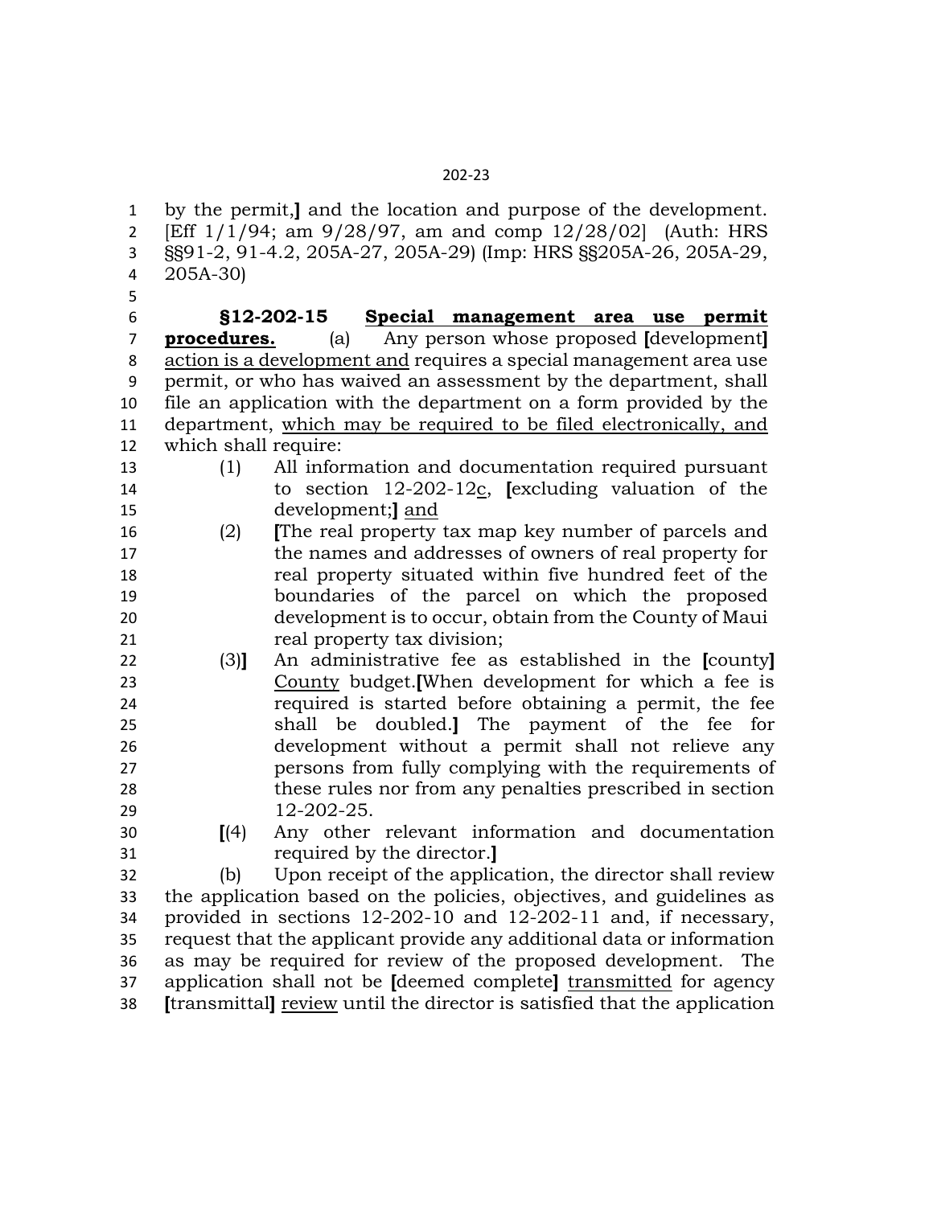by the permit,] and the location and purpose of the development. [Eff 1/1/94; am 9/28/97, am and comp 12/28/02] (Auth: HRS §§91-2, 91-4.2, 205A-27, 205A-29) (Imp: HRS §§205A-26, 205A-29, 205A-30)

**§12-202-15 Special management area use permit procedures.** (a) Any person whose proposed [development] action is a development and requires a special management area use permit, or who has waived an assessment by the department, shall file an application with the department on a form provided by the department, which may be required to be filed electronically, and which shall require:

(1) All information and documentation required pursuant to section 12-202-12c, [excluding valuation of the development;] and

(2) [The real property tax map key number of parcels and the names and addresses of owners of real property for real property situated within five hundred feet of the boundaries of the parcel on which the proposed development is to occur, obtain from the County of Maui real property tax division;

(3)] An administrative fee as established in the [county] County budget.[When development for which a fee is required is started before obtaining a permit, the fee shall be doubled.] The payment of the fee for development without a permit shall not relieve any persons from fully complying with the requirements of these rules nor from any penalties prescribed in section 12-202-25.

[(4) Any other relevant information and documentation required by the director.]

(b) Upon receipt of the application, the director shall review the application based on the policies, objectives, and guidelines as provided in sections 12-202-10 and 12-202-11 and, if necessary, request that the applicant provide any additional data or information as may be required for review of the proposed development. The application shall not be [deemed complete] transmitted for agency [transmittal] review until the director is satisfied that the application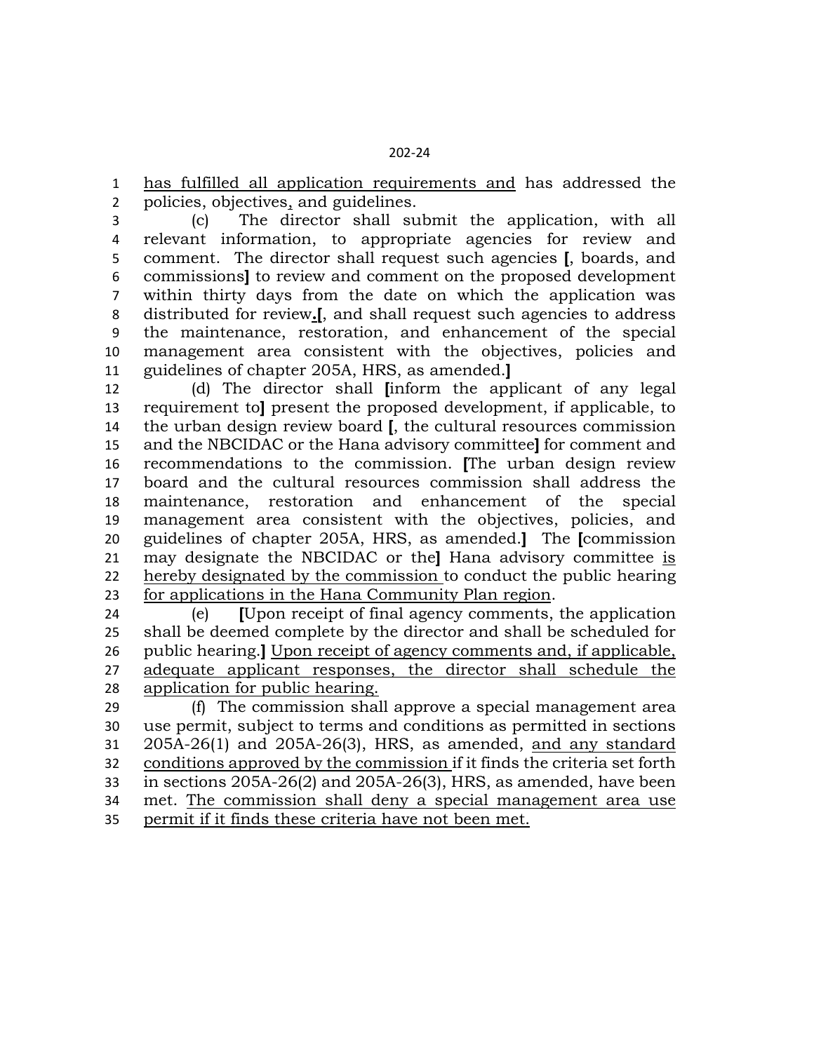has fulfilled all application requirements and has addressed the policies, objectives, and guidelines.

(c) The director shall submit the application, with all relevant information, to appropriate agencies for review and comment. The director shall request such agencies **[**, boards, and commissions**]** to review and comment on the proposed development within thirty days from the date on which the application was distributed for review**.[**, and shall request such agencies to address the maintenance, restoration, and enhancement of the special management area consistent with the objectives, policies and guidelines of chapter 205A, HRS, as amended.**]**

(d) The director shall **[**inform the applicant of any legal requirement to**]** present the proposed development, if applicable, to the urban design review board **[**, the cultural resources commission and the NBCIDAC or the Hana advisory committee**]** for comment and recommendations to the commission. **[**The urban design review board and the cultural resources commission shall address the maintenance, restoration and enhancement of the special management area consistent with the objectives, policies, and guidelines of chapter 205A, HRS, as amended.**]** The **[**commission may designate the NBCIDAC or the**]** Hana advisory committee <u>is hereby designated by the commission</u> to conduct the public hearing <u>for applications in the Hana Community Plan region</u>.

(e) **[**Upon receipt of final agency comments, the application shall be deemed complete by the director and shall be scheduled for public hearing.**]** <u>Upon receipt of agency comments and, if applicable, adequate applicant responses, the director shall schedule the application for public hearing.</u>

(f) The commission shall approve a special management area use permit, subject to terms and conditions as permitted in sections 205A-26(1) and 205A-26(3), HRS, as amended, <u>and any standard conditions approved by the commission</u> if it finds the criteria set forth in sections 205A-26(2) and 205A-26(3), HRS, as amended, have been met. <u>The commission shall deny a special management area use permit if it finds these criteria have not been met.</u>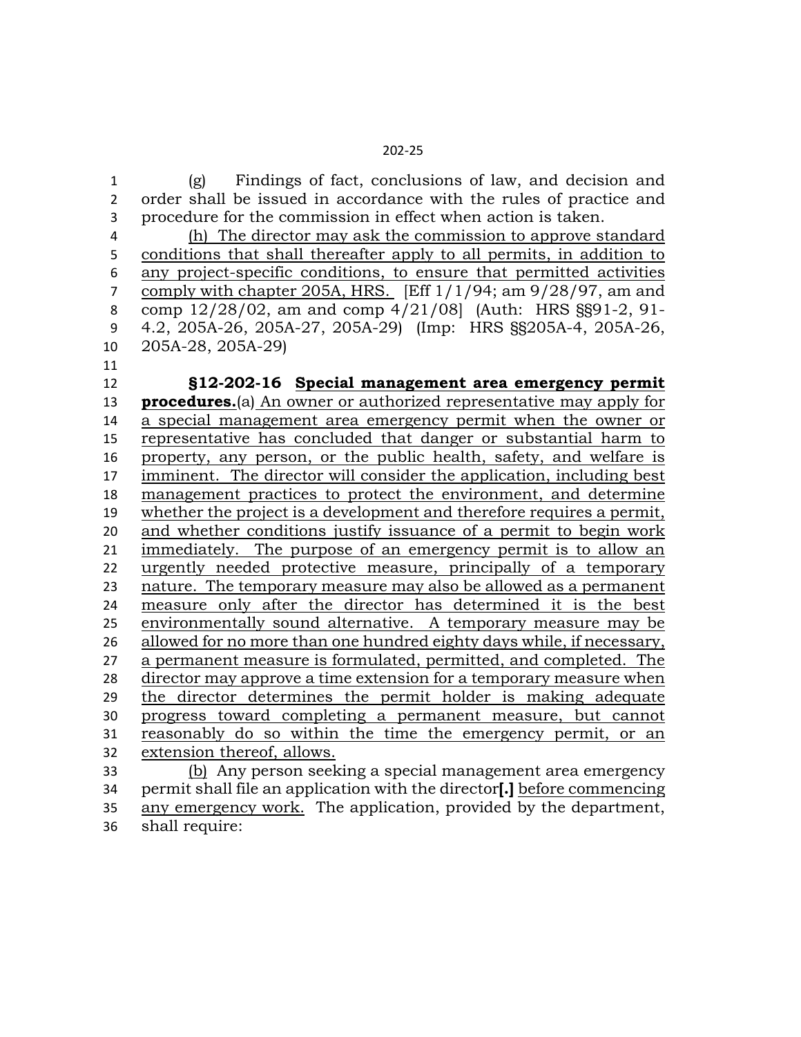(g) Findings of fact, conclusions of law, and decision and order shall be issued in accordance with the rules of practice and procedure for the commission in effect when action is taken.

<u>(h) The director may ask the commission to approve standard conditions that shall thereafter apply to all permits, in addition to any project-specific conditions, to ensure that permitted activities comply with chapter 205A, HRS.</u> [Eff 1/1/94; am 9/28/97, am and comp 12/28/02, am and comp 4/21/08] (Auth: HRS §§91-2, 91-4.2, 205A-26, 205A-27, 205A-29) (Imp: HRS §§205A-4, 205A-26, 205A-28, 205A-29)

**§12-202-16 <u>Special management area emergency permit procedures.</u>**(a) <u>An owner or authorized representative may apply for a special management area emergency permit when the owner or representative has concluded that danger or substantial harm to property, any person, or the public health, safety, and welfare is imminent. The director will consider the application, including best management practices to protect the environment, and determine whether the project is a development and therefore requires a permit, and whether conditions justify issuance of a permit to begin work immediately. The purpose of an emergency permit is to allow an urgently needed protective measure, principally of a temporary nature. The temporary measure may also be allowed as a permanent measure only after the director has determined it is the best environmentally sound alternative. A temporary measure may be allowed for no more than one hundred eighty days while, if necessary, a permanent measure is formulated, permitted, and completed. The director may approve a time extension for a temporary measure when the director determines the permit holder is making adequate progress toward completing a permanent measure, but cannot reasonably do so within the time the emergency permit, or an extension thereof, allows.</u>

<u>(b)</u> Any person seeking a special management area emergency permit shall file an application with the director**[.]** <u>before commencing any emergency work.</u> The application, provided by the department, shall require: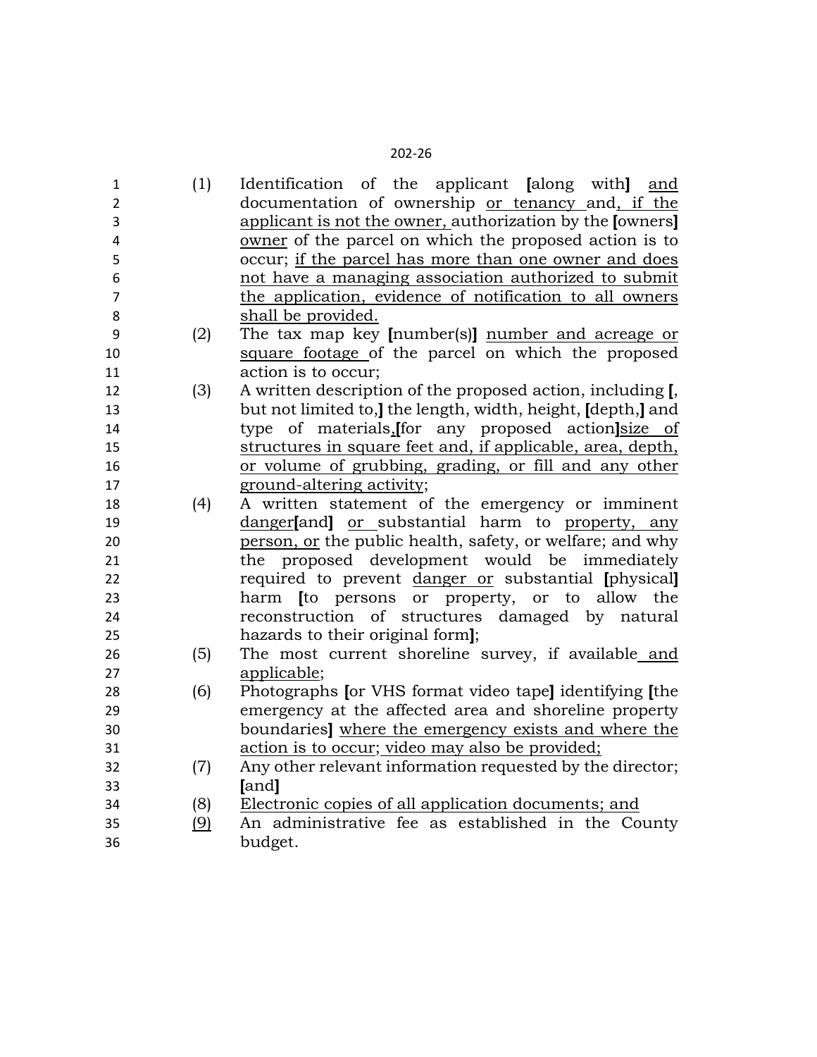(1) Identification of the applicant [along with] and documentation of ownership or tenancy and, if the applicant is not the owner, authorization by the [owners] owner of the parcel on which the proposed action is to occur; if the parcel has more than one owner and does not have a managing association authorized to submit the application, evidence of notification to all owners shall be provided.

(2) The tax map key [number(s)] number and acreage or square footage of the parcel on which the proposed action is to occur;

(3) A written description of the proposed action, including [, but not limited to,] the length, width, height, [depth,] and type of materials,[for any proposed action]size of structures in square feet and, if applicable, area, depth, or volume of grubbing, grading, or fill and any other ground-altering activity;

(4) A written statement of the emergency or imminent danger[and] or substantial harm to property, any person, or the public health, safety, or welfare; and why the proposed development would be immediately required to prevent danger or substantial [physical] harm [to persons or property, or to allow the reconstruction of structures damaged by natural hazards to their original form];

(5) The most current shoreline survey, if available and applicable;

(6) Photographs [or VHS format video tape] identifying [the emergency at the affected area and shoreline property boundaries] where the emergency exists and where the action is to occur; video may also be provided;

(7) Any other relevant information requested by the director; [and]

(8) Electronic copies of all application documents; and

(9) An administrative fee as established in the County budget.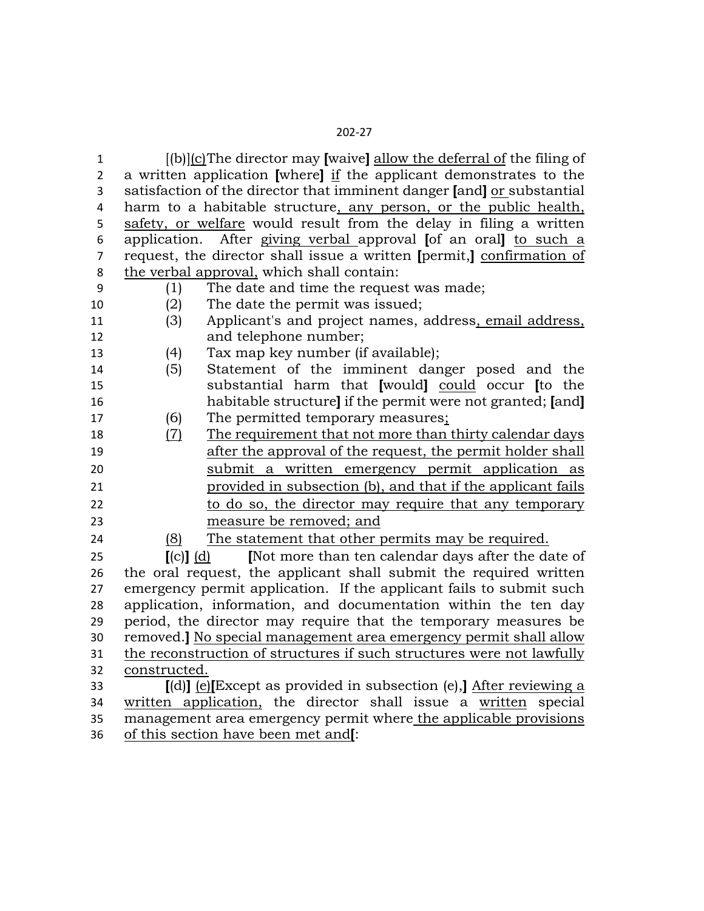[(b)](c)The director may **[**waive**]** allow the deferral of the filing of a written application **[**where**]** if the applicant demonstrates to the satisfaction of the director that imminent danger **[**and**]** or substantial harm to a habitable structure, any person, or the public health, safety, or welfare would result from the delay in filing a written application. After giving verbal approval **[**of an oral**]** to such a request, the director shall issue a written **[**permit,**]** confirmation of the verbal approval, which shall contain:

(1) The date and time the request was made;

(2) The date the permit was issued;

(3) Applicant's and project names, address, email address, and telephone number;

(4) Tax map key number (if available);

(5) Statement of the imminent danger posed and the substantial harm that **[**would**]** could occur **[**to the habitable structure**]** if the permit were not granted; **[**and**]**

(6) The permitted temporary measures;

(7) The requirement that not more than thirty calendar days after the approval of the request, the permit holder shall submit a written emergency permit application as provided in subsection (b), and that if the applicant fails to do so, the director may require that any temporary measure be removed; and

(8) The statement that other permits may be required.

**[**(c)**]** (d) **[**Not more than ten calendar days after the date of the oral request, the applicant shall submit the required written emergency permit application. If the applicant fails to submit such application, information, and documentation within the ten day period, the director may require that the temporary measures be removed.**]** No special management area emergency permit shall allow the reconstruction of structures if such structures were not lawfully constructed.

**[**(d)**]** (e)**[**Except as provided in subsection (e),**]** After reviewing a written application, the director shall issue a written special management area emergency permit where the applicable provisions of this section have been met and**[**: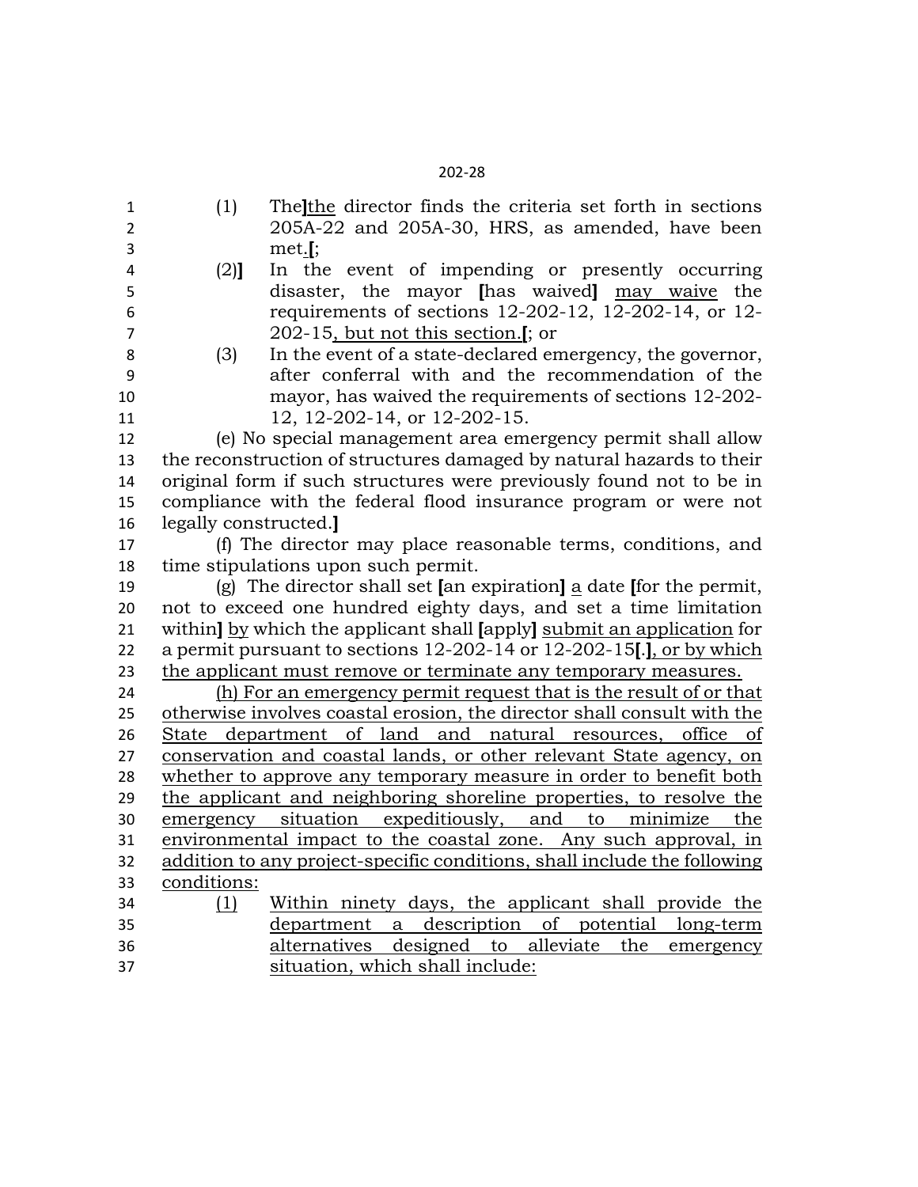(1) The]the director finds the criteria set forth in sections 205A-22 and 205A-30, HRS, as amended, have been met.[;

(2)] In the event of impending or presently occurring disaster, the mayor [has waived] may waive the requirements of sections 12-202-12, 12-202-14, or 12-202-15, but not this section.[; or

(3) In the event of a state-declared emergency, the governor, after conferral with and the recommendation of the mayor, has waived the requirements of sections 12-202-12, 12-202-14, or 12-202-15.

(e) No special management area emergency permit shall allow the reconstruction of structures damaged by natural hazards to their original form if such structures were previously found not to be in compliance with the federal flood insurance program or were not legally constructed.]

(f) The director may place reasonable terms, conditions, and time stipulations upon such permit.

(g) The director shall set [an expiration] a date [for the permit, not to exceed one hundred eighty days, and set a time limitation within] by which the applicant shall [apply] submit an application for a permit pursuant to sections 12-202-14 or 12-202-15[.], or by which the applicant must remove or terminate any temporary measures.

(h) For an emergency permit request that is the result of or that otherwise involves coastal erosion, the director shall consult with the State department of land and natural resources, office of conservation and coastal lands, or other relevant State agency, on whether to approve any temporary measure in order to benefit both the applicant and neighboring shoreline properties, to resolve the emergency situation expeditiously, and to minimize the environmental impact to the coastal zone. Any such approval, in addition to any project-specific conditions, shall include the following conditions:

(1) Within ninety days, the applicant shall provide the department a description of potential long-term alternatives designed to alleviate the emergency situation, which shall include: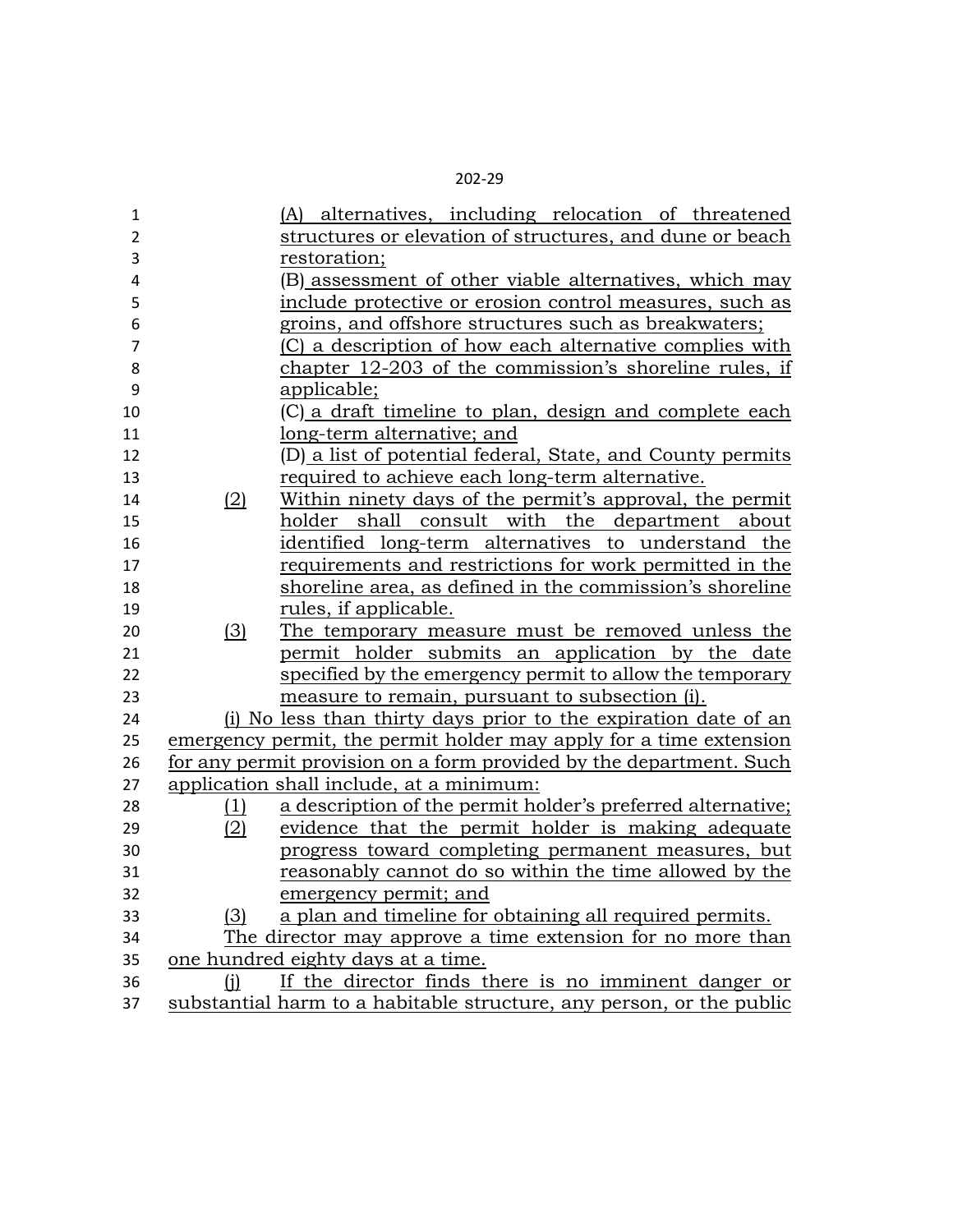(A) alternatives, including relocation of threatened structures or elevation of structures, and dune or beach restoration;

(B) assessment of other viable alternatives, which may include protective or erosion control measures, such as groins, and offshore structures such as breakwaters;

(C) a description of how each alternative complies with chapter 12-203 of the commission's shoreline rules, if applicable;

(C) a draft timeline to plan, design and complete each long-term alternative; and

(D) a list of potential federal, State, and County permits required to achieve each long-term alternative.

(2) Within ninety days of the permit's approval, the permit holder shall consult with the department about identified long-term alternatives to understand the requirements and restrictions for work permitted in the shoreline area, as defined in the commission's shoreline rules, if applicable.

(3) The temporary measure must be removed unless the permit holder submits an application by the date specified by the emergency permit to allow the temporary measure to remain, pursuant to subsection (i).

(i) No less than thirty days prior to the expiration date of an emergency permit, the permit holder may apply for a time extension for any permit provision on a form provided by the department. Such application shall include, at a minimum:

(1) a description of the permit holder's preferred alternative;

(2) evidence that the permit holder is making adequate progress toward completing permanent measures, but reasonably cannot do so within the time allowed by the emergency permit; and

(3) a plan and timeline for obtaining all required permits.

The director may approve a time extension for no more than one hundred eighty days at a time.

(j) If the director finds there is no imminent danger or substantial harm to a habitable structure, any person, or the public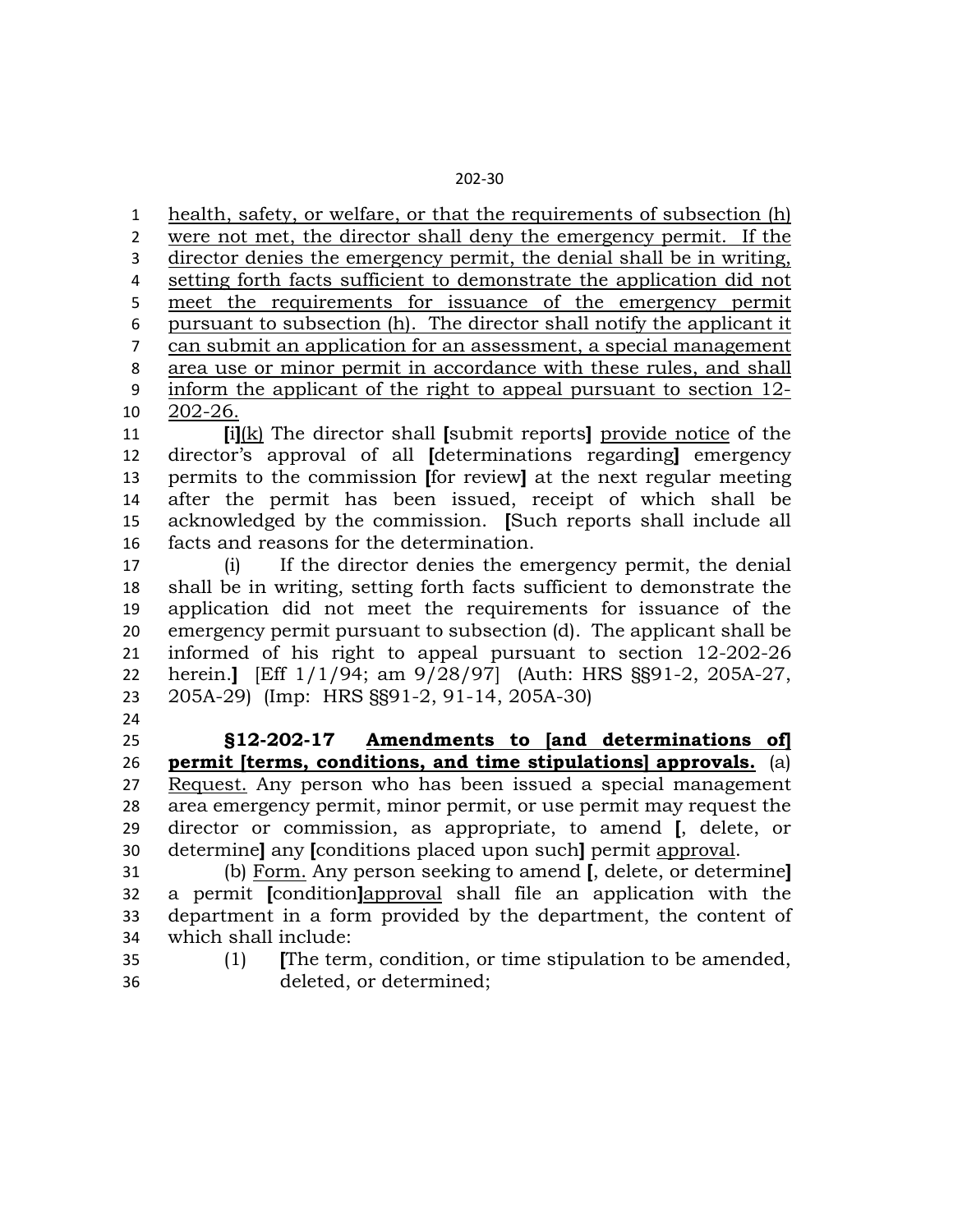health, safety, or welfare, or that the requirements of subsection (h) were not met, the director shall deny the emergency permit. If the director denies the emergency permit, the denial shall be in writing, setting forth facts sufficient to demonstrate the application did not meet the requirements for issuance of the emergency permit pursuant to subsection (h). The director shall notify the applicant it can submit an application for an assessment, a special management area use or minor permit in accordance with these rules, and shall inform the applicant of the right to appeal pursuant to section 12-202-26.

**[**i**]**(k) The director shall **[**submit reports**]** provide notice of the director's approval of all **[**determinations regarding**]** emergency permits to the commission **[**for review**]** at the next regular meeting after the permit has been issued, receipt of which shall be acknowledged by the commission. **[**Such reports shall include all facts and reasons for the determination.

(i) If the director denies the emergency permit, the denial shall be in writing, setting forth facts sufficient to demonstrate the application did not meet the requirements for issuance of the emergency permit pursuant to subsection (d). The applicant shall be informed of his right to appeal pursuant to section 12-202-26 herein.**]** [Eff 1/1/94; am 9/28/97] (Auth: HRS §§91-2, 205A-27, 205A-29) (Imp: HRS §§91-2, 91-14, 205A-30)

**§12-202-17 Amendments to [and determinations of] permit [terms, conditions, and time stipulations] approvals.** (a) Request. Any person who has been issued a special management area emergency permit, minor permit, or use permit may request the director or commission, as appropriate, to amend **[**, delete, or determine**]** any **[**conditions placed upon such**]** permit approval.

(b) Form. Any person seeking to amend **[**, delete, or determine**]** a permit **[**condition**]**approval shall file an application with the department in a form provided by the department, the content of which shall include:

(1) **[**The term, condition, or time stipulation to be amended, deleted, or determined;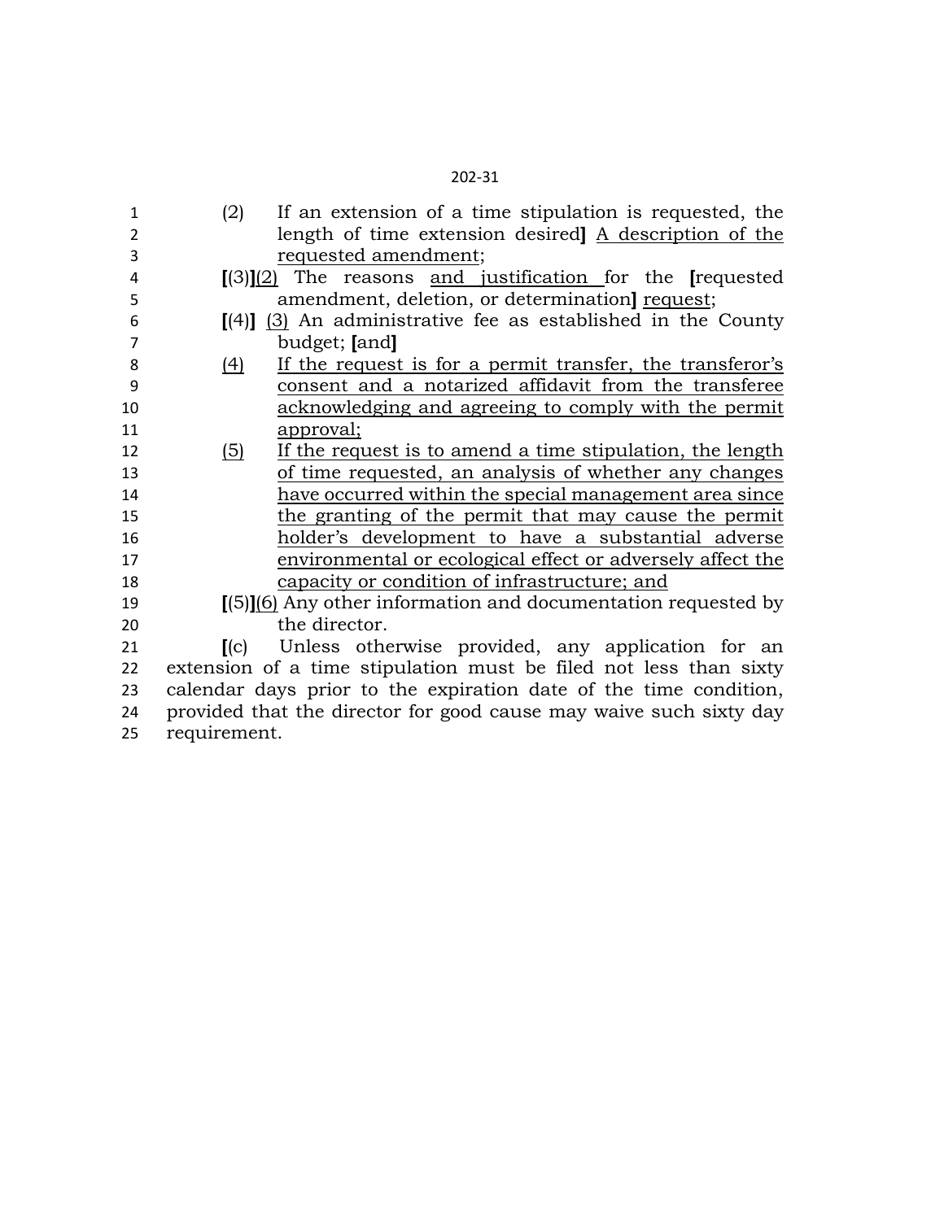(2) If an extension of a time stipulation is requested, the length of time extension desired**]** <u>A description of the requested amendment</u>;

**[**(3)**]**<u>(2)</u> The reasons <u>and justification</u> for the **[**requested amendment, deletion, or determination**]** <u>request</u>;

**[**(4)**]** <u>(3)</u> An administrative fee as established in the County budget; **[**and**]**

<u>(4)</u> <u>If the request is for a permit transfer, the transferor's consent and a notarized affidavit from the transferee acknowledging and agreeing to comply with the permit approval;</u>

<u>(5)</u> <u>If the request is to amend a time stipulation, the length of time requested, an analysis of whether any changes have occurred within the special management area since the granting of the permit that may cause the permit holder's development to have a substantial adverse environmental or ecological effect or adversely affect the capacity or condition of infrastructure; and</u>

**[**(5)**]**<u>(6)</u> Any other information and documentation requested by the director.

**[**(c) Unless otherwise provided, any application for an extension of a time stipulation must be filed not less than sixty calendar days prior to the expiration date of the time condition, provided that the director for good cause may waive such sixty day requirement.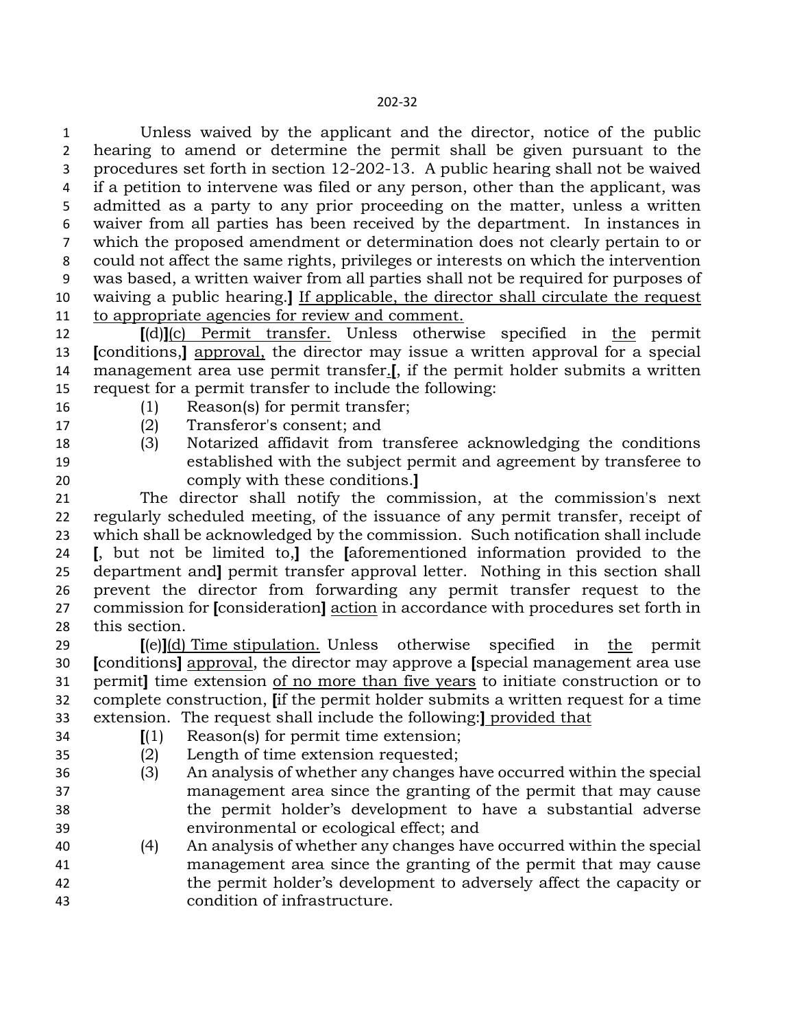Unless waived by the applicant and the director, notice of the public hearing to amend or determine the permit shall be given pursuant to the procedures set forth in section 12-202-13. A public hearing shall not be waived if a petition to intervene was filed or any person, other than the applicant, was admitted as a party to any prior proceeding on the matter, unless a written waiver from all parties has been received by the department. In instances in which the proposed amendment or determination does not clearly pertain to or could not affect the same rights, privileges or interests on which the intervention was based, a written waiver from all parties shall not be required for purposes of waiving a public hearing.**]** <u>If applicable, the director shall circulate the request to appropriate agencies for review and comment.</u>

**[**(d)**]**<u>(c) Permit transfer.</u> Unless otherwise specified in <u>the</u> permit **[**conditions,**]** <u>approval,</u> the director may issue a written approval for a special management area use permit transfer<u>.</u>**[**, if the permit holder submits a written request for a permit transfer to include the following:

(1) Reason(s) for permit transfer;

(2) Transferor's consent; and

(3) Notarized affidavit from transferee acknowledging the conditions established with the subject permit and agreement by transferee to comply with these conditions.**]**

The director shall notify the commission, at the commission's next regularly scheduled meeting, of the issuance of any permit transfer, receipt of which shall be acknowledged by the commission. Such notification shall include **[**, but not be limited to,**]** the **[**aforementioned information provided to the department and**]** permit transfer approval letter. Nothing in this section shall prevent the director from forwarding any permit transfer request to the commission for **[**consideration**]** <u>action</u> in accordance with procedures set forth in this section.

**[**(e)**]**<u>(d) Time stipulation.</u> Unless otherwise specified in <u>the</u> permit **[**conditions**]** <u>approval</u>, the director may approve a **[**special management area use permit**]** time extension <u>of no more than five years</u> to initiate construction or to complete construction, **[**if the permit holder submits a written request for a time extension. The request shall include the following:**]** <u>provided that</u>

**[**(1) Reason(s) for permit time extension;

(2) Length of time extension requested;

(3) An analysis of whether any changes have occurred within the special management area since the granting of the permit that may cause the permit holder's development to have a substantial adverse environmental or ecological effect; and

(4) An analysis of whether any changes have occurred within the special management area since the granting of the permit that may cause the permit holder's development to adversely affect the capacity or condition of infrastructure.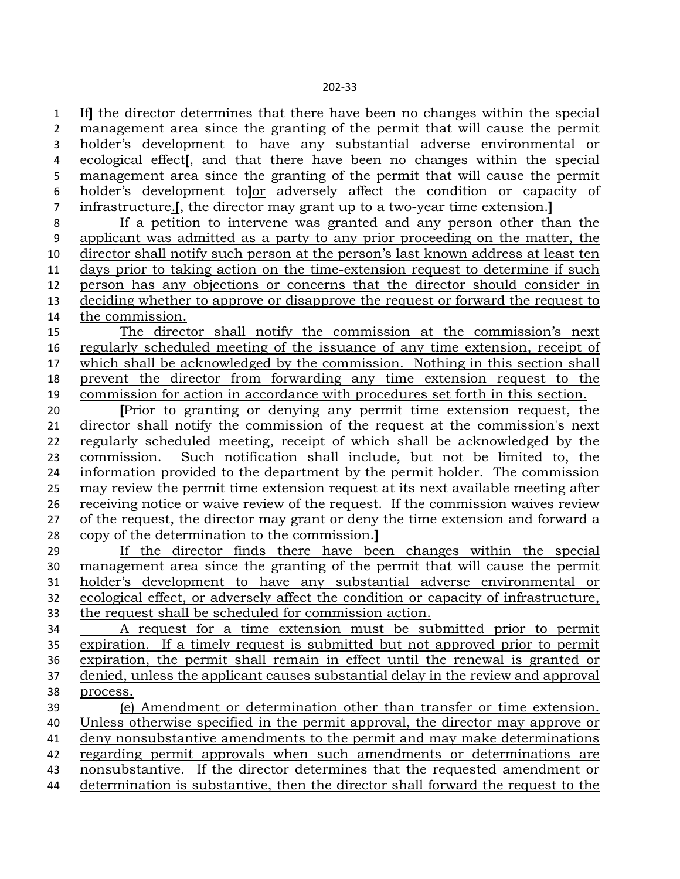If] the director determines that there have been no changes within the special management area since the granting of the permit that will cause the permit holder's development to have any substantial adverse environmental or ecological effect[, and that there have been no changes within the special management area since the granting of the permit that will cause the permit holder's development to]<u>or</u> adversely affect the condition or capacity of infrastructure<u>.</u>[, the director may grant up to a two-year time extension.]

<u>If a petition to intervene was granted and any person other than the applicant was admitted as a party to any prior proceeding on the matter, the director shall notify such person at the person's last known address at least ten days prior to taking action on the time-extension request to determine if such person has any objections or concerns that the director should consider in deciding whether to approve or disapprove the request or forward the request to the commission.</u>

<u>The director shall notify the commission at the commission's next regularly scheduled meeting of the issuance of any time extension, receipt of which shall be acknowledged by the commission. Nothing in this section shall prevent the director from forwarding any time extension request to the commission for action in accordance with procedures set forth in this section.</u>

[Prior to granting or denying any permit time extension request, the director shall notify the commission of the request at the commission's next regularly scheduled meeting, receipt of which shall be acknowledged by the commission. Such notification shall include, but not be limited to, the information provided to the department by the permit holder. The commission may review the permit time extension request at its next available meeting after receiving notice or waive review of the request. If the commission waives review of the request, the director may grant or deny the time extension and forward a copy of the determination to the commission.]

<u>If the director finds there have been changes within the special management area since the granting of the permit that will cause the permit holder's development to have any substantial adverse environmental or ecological effect, or adversely affect the condition or capacity of infrastructure, the request shall be scheduled for commission action.</u>

<u>A request for a time extension must be submitted prior to permit expiration. If a timely request is submitted but not approved prior to permit expiration, the permit shall remain in effect until the renewal is granted or denied, unless the applicant causes substantial delay in the review and approval process.</u>

<u>(e) Amendment or determination other than transfer or time extension. Unless otherwise specified in the permit approval, the director may approve or deny nonsubstantive amendments to the permit and may make determinations regarding permit approvals when such amendments or determinations are nonsubstantive. If the director determines that the requested amendment or determination is substantive, then the director shall forward the request to the</u>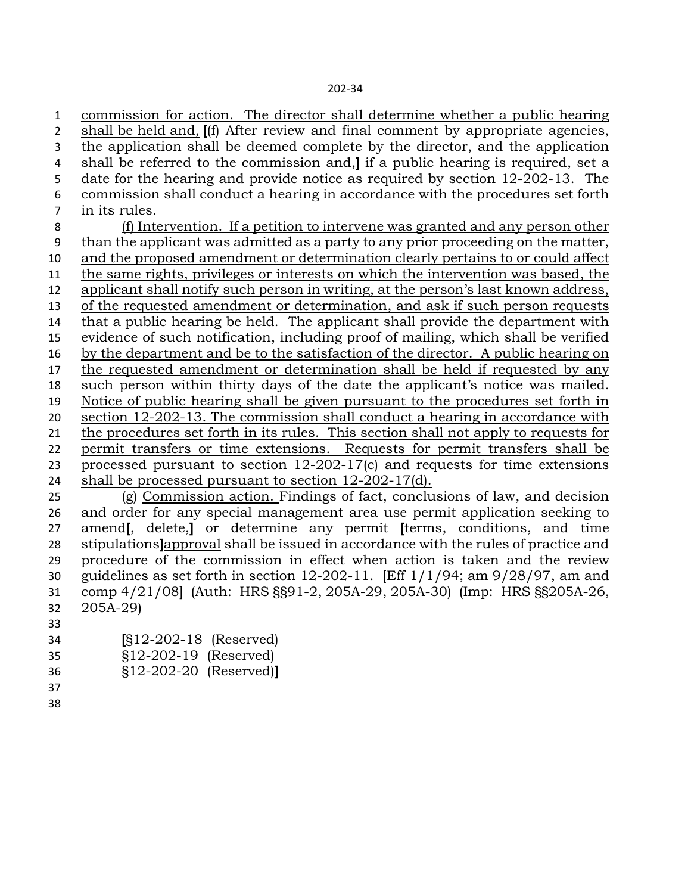commission for action. The director shall determine whether a public hearing shall be held and, [(f) After review and final comment by appropriate agencies, the application shall be deemed complete by the director, and the application shall be referred to the commission and,] if a public hearing is required, set a date for the hearing and provide notice as required by section 12-202-13. The commission shall conduct a hearing in accordance with the procedures set forth in its rules.

(f) Intervention. If a petition to intervene was granted and any person other than the applicant was admitted as a party to any prior proceeding on the matter, and the proposed amendment or determination clearly pertains to or could affect the same rights, privileges or interests on which the intervention was based, the applicant shall notify such person in writing, at the person's last known address, of the requested amendment or determination, and ask if such person requests that a public hearing be held. The applicant shall provide the department with evidence of such notification, including proof of mailing, which shall be verified by the department and be to the satisfaction of the director. A public hearing on the requested amendment or determination shall be held if requested by any such person within thirty days of the date the applicant's notice was mailed. Notice of public hearing shall be given pursuant to the procedures set forth in section 12-202-13. The commission shall conduct a hearing in accordance with the procedures set forth in its rules. This section shall not apply to requests for permit transfers or time extensions. Requests for permit transfers shall be processed pursuant to section 12-202-17(c) and requests for time extensions shall be processed pursuant to section 12-202-17(d).

(g) Commission action. Findings of fact, conclusions of law, and decision and order for any special management area use permit application seeking to amend[, delete,] or determine any permit [terms, conditions, and time stipulations]approval shall be issued in accordance with the rules of practice and procedure of the commission in effect when action is taken and the review guidelines as set forth in section 12-202-11. [Eff 1/1/94; am 9/28/97, am and comp 4/21/08] (Auth: HRS §§91-2, 205A-29, 205A-30) (Imp: HRS §§205A-26, 205A-29)

[§12-202-18 (Reserved)
§12-202-19 (Reserved)
§12-202-20 (Reserved)]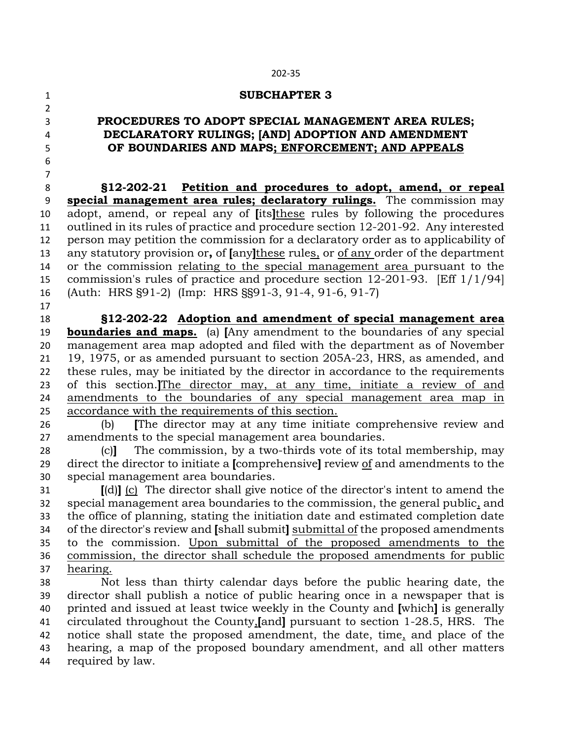## SUBCHAPTER 3

### PROCEDURES TO ADOPT SPECIAL MANAGEMENT AREA RULES; DECLARATORY RULINGS; [AND] ADOPTION AND AMENDMENT OF BOUNDARIES AND MAPS; ENFORCEMENT; AND APPEALS

**§12-202-21 Petition and procedures to adopt, amend, or repeal special management area rules; declaratory rulings.** The commission may adopt, amend, or repeal any of [its]these rules by following the procedures outlined in its rules of practice and procedure section 12-201-92. Any interested person may petition the commission for a declaratory order as to applicability of any statutory provision or**,** of [any]these rules, or of any order of the department or the commission relating to the special management area pursuant to the commission's rules of practice and procedure section 12-201-93. [Eff 1/1/94] (Auth: HRS §91-2) (Imp: HRS §§91-3, 91-4, 91-6, 91-7)

**§12-202-22 Adoption and amendment of special management area boundaries and maps.** (a) [Any amendment to the boundaries of any special management area map adopted and filed with the department as of November 19, 1975, or as amended pursuant to section 205A-23, HRS, as amended, and these rules, may be initiated by the director in accordance to the requirements of this section.]The director may, at any time, initiate a review of and amendments to the boundaries of any special management area map in accordance with the requirements of this section.

(b) [The director may at any time initiate comprehensive review and amendments to the special management area boundaries.

(c)] The commission, by a two-thirds vote of its total membership, may direct the director to initiate a [comprehensive] review of and amendments to the special management area boundaries.

[(d)] (c) The director shall give notice of the director's intent to amend the special management area boundaries to the commission, the general public, and the office of planning, stating the initiation date and estimated completion date of the director's review and [shall submit] submittal of the proposed amendments to the commission. Upon submittal of the proposed amendments to the commission, the director shall schedule the proposed amendments for public hearing.

Not less than thirty calendar days before the public hearing date, the director shall publish a notice of public hearing once in a newspaper that is printed and issued at least twice weekly in the County and [which] is generally circulated throughout the County,[and] pursuant to section 1-28.5, HRS. The notice shall state the proposed amendment, the date, time, and place of the hearing, a map of the proposed boundary amendment, and all other matters required by law.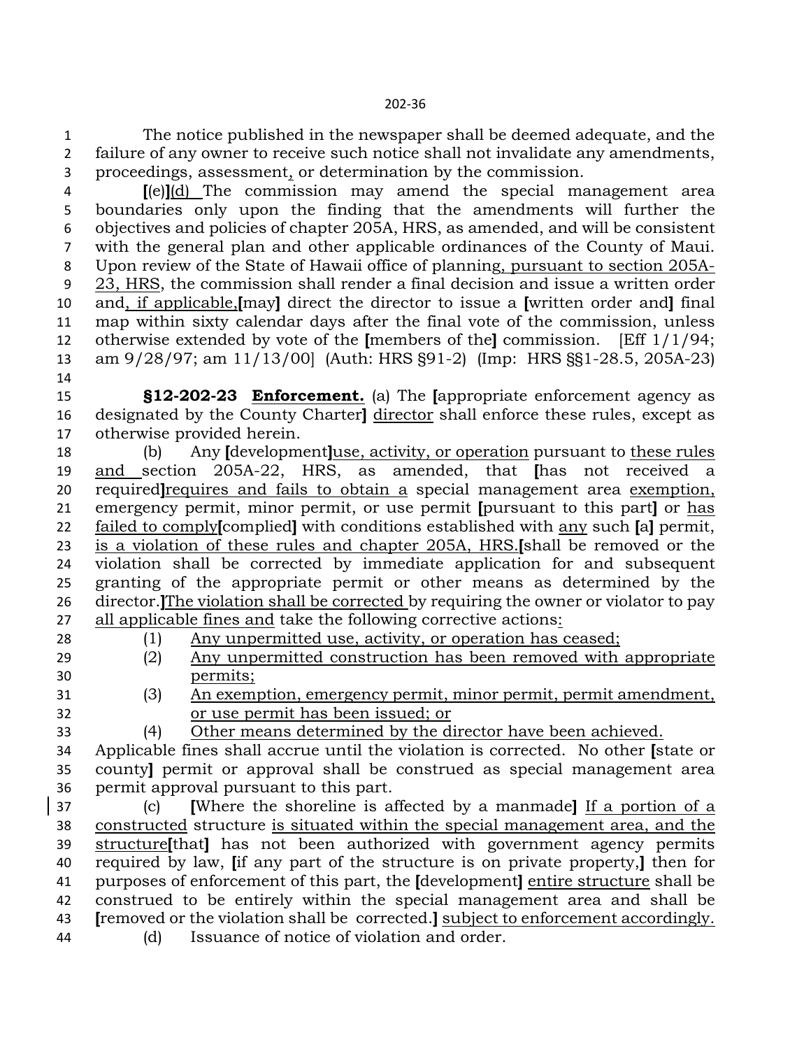The notice published in the newspaper shall be deemed adequate, and the failure of any owner to receive such notice shall not invalidate any amendments, proceedings, assessment, or determination by the commission.

**[**(e)**]**(d) The commission may amend the special management area boundaries only upon the finding that the amendments will further the objectives and policies of chapter 205A, HRS, as amended, and will be consistent with the general plan and other applicable ordinances of the County of Maui. Upon review of the State of Hawaii office of planning, pursuant to section 205A-23, HRS, the commission shall render a final decision and issue a written order and, if applicable,**[**may**]** direct the director to issue a **[**written order and**]** final map within sixty calendar days after the final vote of the commission, unless otherwise extended by vote of the **[**members of the**]** commission. [Eff 1/1/94; am 9/28/97; am 11/13/00] (Auth: HRS §91-2) (Imp: HRS §§1-28.5, 205A-23)

**§12-202-23 Enforcement.** (a) The **[**appropriate enforcement agency as designated by the County Charter**]** director shall enforce these rules, except as otherwise provided herein.

(b) Any **[**development**]**use, activity, or operation pursuant to these rules and section 205A-22, HRS, as amended, that **[**has not received a required**]**requires and fails to obtain a special management area exemption, emergency permit, minor permit, or use permit **[**pursuant to this part**]** or has failed to comply**[**complied**]** with conditions established with any such **[**a**]** permit, is a violation of these rules and chapter 205A, HRS.**[**shall be removed or the violation shall be corrected by immediate application for and subsequent granting of the appropriate permit or other means as determined by the director.**]**The violation shall be corrected by requiring the owner or violator to pay all applicable fines and take the following corrective actions:

(1) Any unpermitted use, activity, or operation has ceased;

(2) Any unpermitted construction has been removed with appropriate permits;

(3) An exemption, emergency permit, minor permit, permit amendment, or use permit has been issued; or

(4) Other means determined by the director have been achieved.

Applicable fines shall accrue until the violation is corrected. No other **[**state or county**]** permit or approval shall be construed as special management area permit approval pursuant to this part.

(c) **[**Where the shoreline is affected by a manmade**]** If a portion of a constructed structure is situated within the special management area, and the structure**[**that**]** has not been authorized with government agency permits required by law, **[**if any part of the structure is on private property,**]** then for purposes of enforcement of this part, the **[**development**]** entire structure shall be construed to be entirely within the special management area and shall be **[**removed or the violation shall be corrected.**]** subject to enforcement accordingly.

(d) Issuance of notice of violation and order.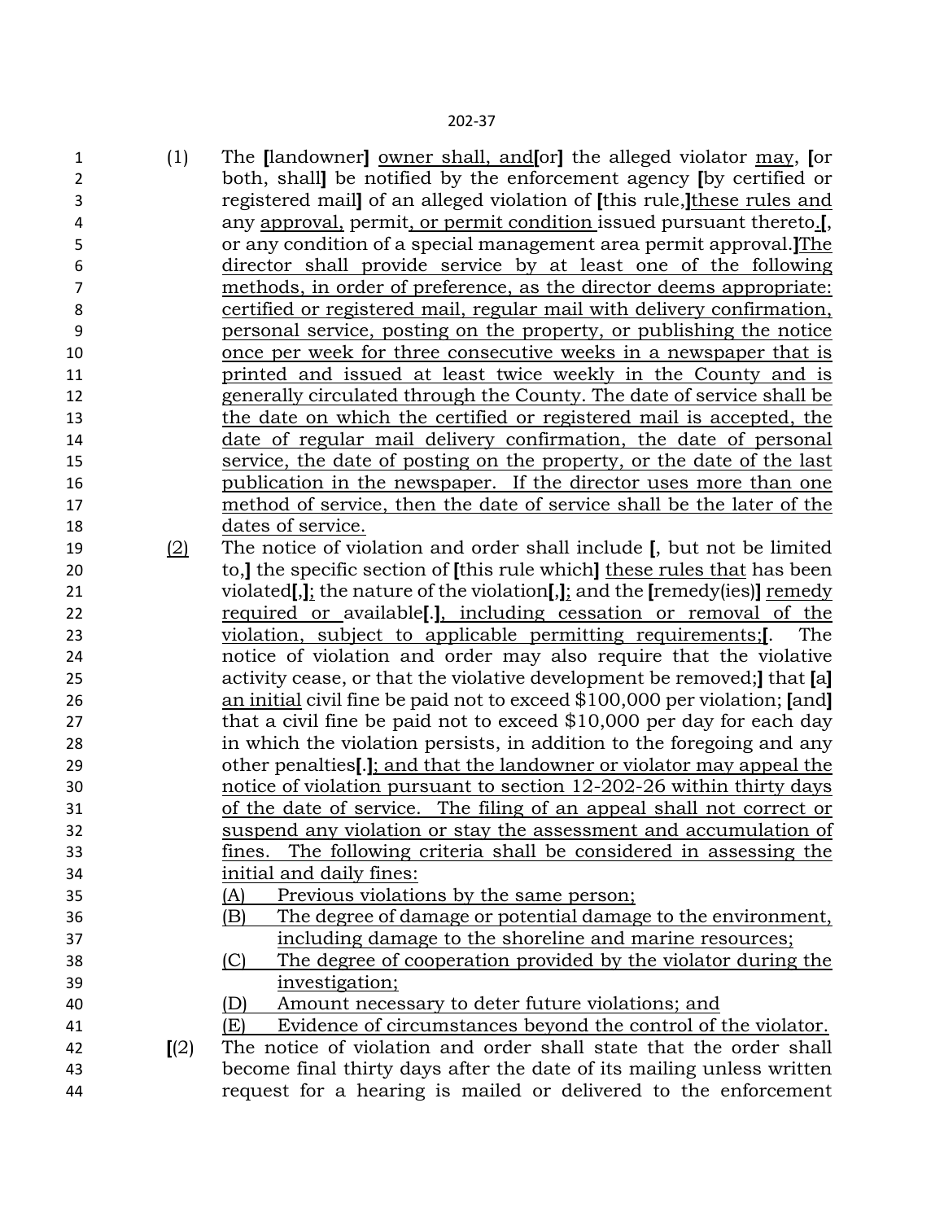(1) The [landowner] owner shall, and[or] the alleged violator may, [or both, shall] be notified by the enforcement agency [by certified or registered mail] of an alleged violation of [this rule,]these rules and any approval, permit, or permit condition issued pursuant thereto.[, or any condition of a special management area permit approval.]The director shall provide service by at least one of the following methods, in order of preference, as the director deems appropriate: certified or registered mail, regular mail with delivery confirmation, personal service, posting on the property, or publishing the notice once per week for three consecutive weeks in a newspaper that is printed and issued at least twice weekly in the County and is generally circulated through the County. The date of service shall be the date on which the certified or registered mail is accepted, the date of regular mail delivery confirmation, the date of personal service, the date of posting on the property, or the date of the last publication in the newspaper. If the director uses more than one method of service, then the date of service shall be the later of the dates of service.

(2) The notice of violation and order shall include [, but not be limited to,] the specific section of [this rule which] these rules that has been violated[,]; the nature of the violation[,]; and the [remedy(ies)] remedy required or available[.], including cessation or removal of the violation, subject to applicable permitting requirements;[. The notice of violation and order may also require that the violative activity cease, or that the violative development be removed;] that [a] an initial civil fine be paid not to exceed $100,000 per violation; [and] that a civil fine be paid not to exceed $10,000 per day for each day in which the violation persists, in addition to the foregoing and any other penalties[.]; and that the landowner or violator may appeal the notice of violation pursuant to section 12-202-26 within thirty days of the date of service. The filing of an appeal shall not correct or suspend any violation or stay the assessment and accumulation of fines. The following criteria shall be considered in assessing the initial and daily fines:

(A) Previous violations by the same person;

(B) The degree of damage or potential damage to the environment, including damage to the shoreline and marine resources;

(C) The degree of cooperation provided by the violator during the investigation;

(D) Amount necessary to deter future violations; and

(E) Evidence of circumstances beyond the control of the violator.

[(2) The notice of violation and order shall state that the order shall become final thirty days after the date of its mailing unless written request for a hearing is mailed or delivered to the enforcement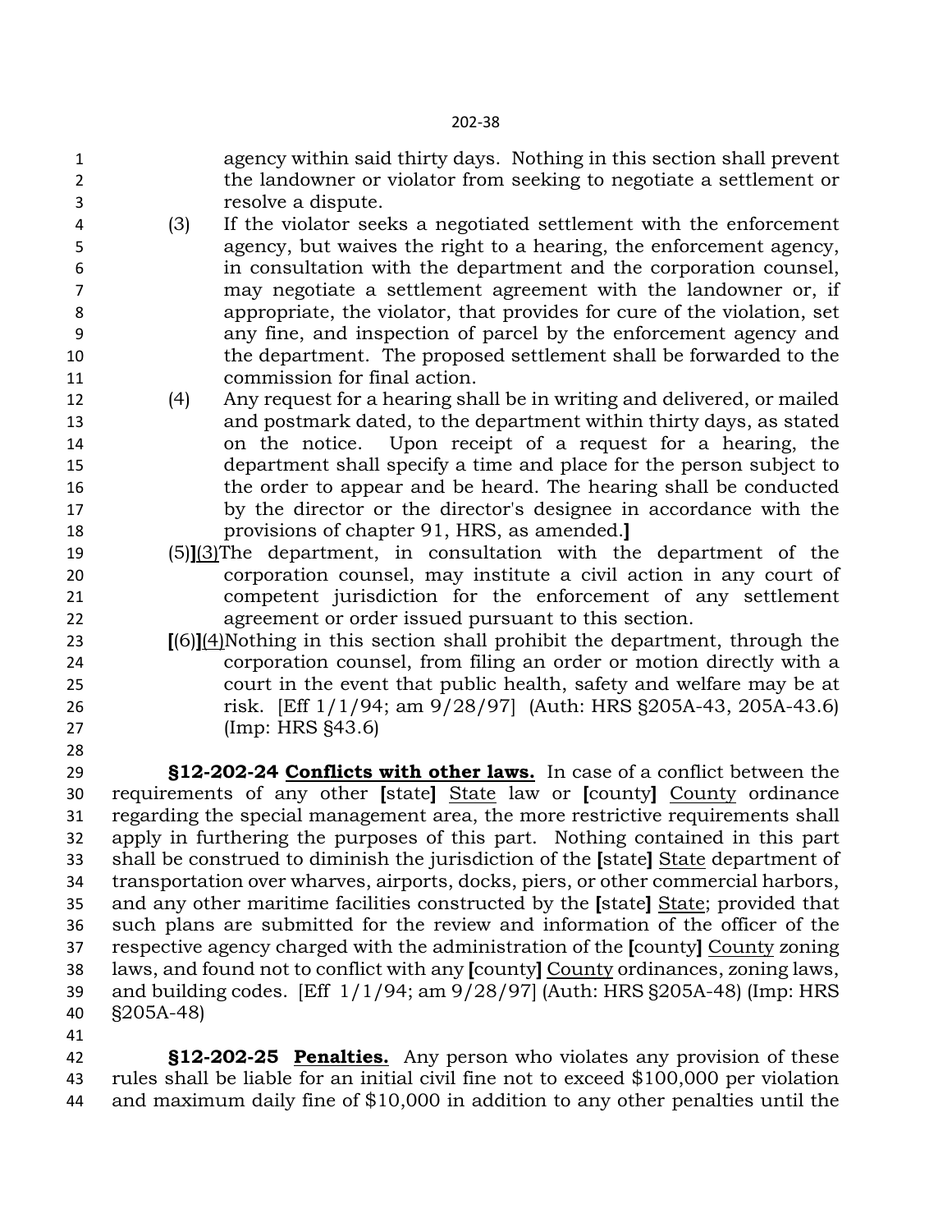agency within said thirty days. Nothing in this section shall prevent the landowner or violator from seeking to negotiate a settlement or resolve a dispute.

(3) If the violator seeks a negotiated settlement with the enforcement agency, but waives the right to a hearing, the enforcement agency, in consultation with the department and the corporation counsel, may negotiate a settlement agreement with the landowner or, if appropriate, the violator, that provides for cure of the violation, set any fine, and inspection of parcel by the enforcement agency and the department. The proposed settlement shall be forwarded to the commission for final action.

(4) Any request for a hearing shall be in writing and delivered, or mailed and postmark dated, to the department within thirty days, as stated on the notice. Upon receipt of a request for a hearing, the department shall specify a time and place for the person subject to the order to appear and be heard. The hearing shall be conducted by the director or the director's designee in accordance with the provisions of chapter 91, HRS, as amended.**]**

(5)**]**<u>(3)</u>The department, in consultation with the department of the corporation counsel, may institute a civil action in any court of competent jurisdiction for the enforcement of any settlement agreement or order issued pursuant to this section.

**[**(6)**]**<u>(4)</u>Nothing in this section shall prohibit the department, through the corporation counsel, from filing an order or motion directly with a court in the event that public health, safety and welfare may be at risk. [Eff 1/1/94; am 9/28/97] (Auth: HRS §205A-43, 205A-43.6) (Imp: HRS §43.6)

**§12-202-24 <u>Conflicts with other laws.</u>** In case of a conflict between the requirements of any other **[**state**]** <u>State</u> law or **[**county**]** <u>County</u> ordinance regarding the special management area, the more restrictive requirements shall apply in furthering the purposes of this part. Nothing contained in this part shall be construed to diminish the jurisdiction of the **[**state**]** <u>State</u> department of transportation over wharves, airports, docks, piers, or other commercial harbors, and any other maritime facilities constructed by the **[**state**]** <u>State</u>; provided that such plans are submitted for the review and information of the officer of the respective agency charged with the administration of the **[**county**]** <u>County</u> zoning laws, and found not to conflict with any **[**county**]** <u>County</u> ordinances, zoning laws, and building codes. [Eff 1/1/94; am 9/28/97] (Auth: HRS §205A-48) (Imp: HRS §205A-48)

**§12-202-25 <u>Penalties.</u>** Any person who violates any provision of these rules shall be liable for an initial civil fine not to exceed $100,000 per violation and maximum daily fine of $10,000 in addition to any other penalties until the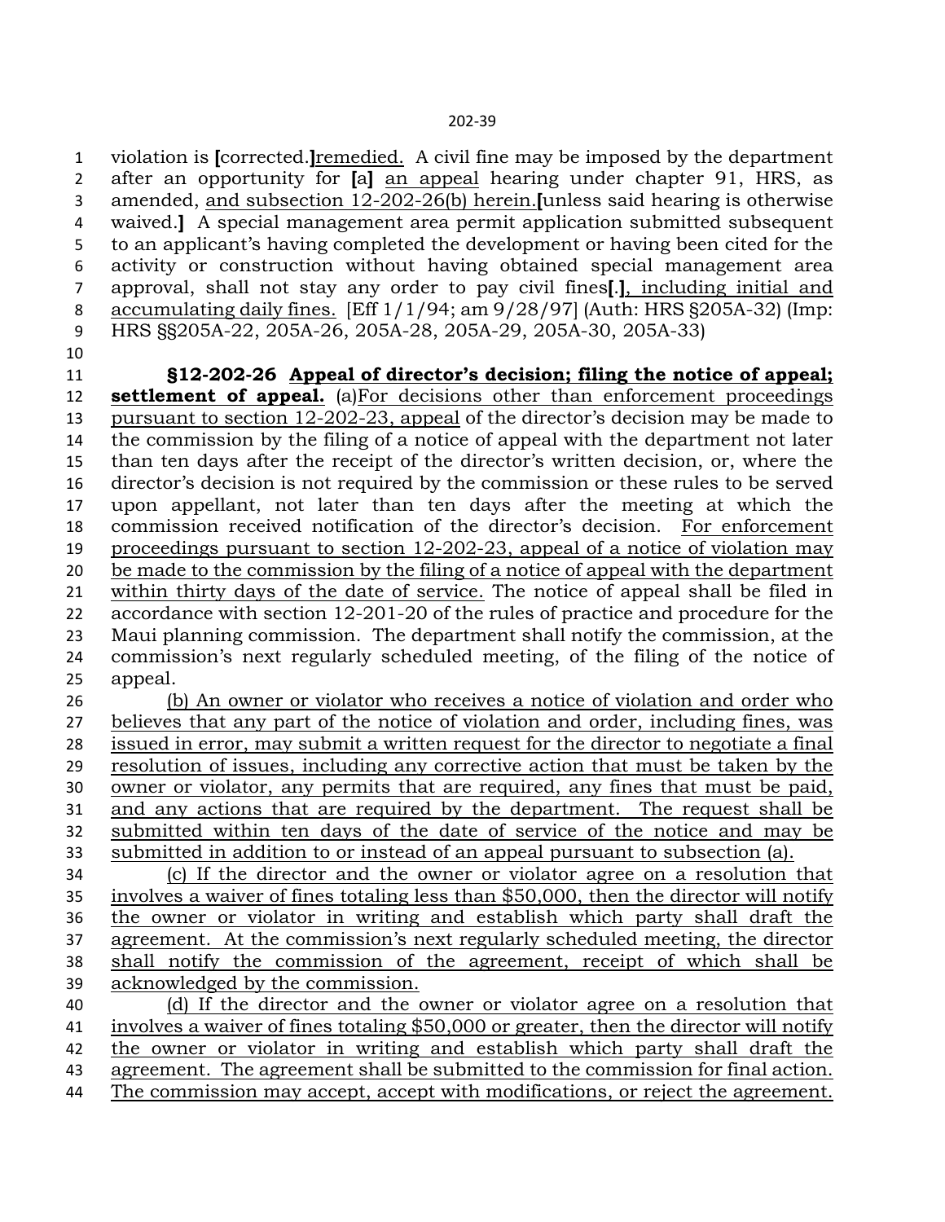violation is [corrected.]remedied. A civil fine may be imposed by the department after an opportunity for [a] an appeal hearing under chapter 91, HRS, as amended, and subsection 12-202-26(b) herein.[unless said hearing is otherwise waived.] A special management area permit application submitted subsequent to an applicant's having completed the development or having been cited for the activity or construction without having obtained special management area approval, shall not stay any order to pay civil fines[.], including initial and accumulating daily fines. [Eff 1/1/94; am 9/28/97] (Auth: HRS §205A-32) (Imp: HRS §§205A-22, 205A-26, 205A-28, 205A-29, 205A-30, 205A-33)

**§12-202-26 Appeal of director's decision; filing the notice of appeal; settlement of appeal.** (a)For decisions other than enforcement proceedings pursuant to section 12-202-23, appeal of the director's decision may be made to the commission by the filing of a notice of appeal with the department not later than ten days after the receipt of the director's written decision, or, where the director's decision is not required by the commission or these rules to be served upon appellant, not later than ten days after the meeting at which the commission received notification of the director's decision. For enforcement proceedings pursuant to section 12-202-23, appeal of a notice of violation may be made to the commission by the filing of a notice of appeal with the department within thirty days of the date of service. The notice of appeal shall be filed in accordance with section 12-201-20 of the rules of practice and procedure for the Maui planning commission. The department shall notify the commission, at the commission's next regularly scheduled meeting, of the filing of the notice of appeal.

(b) An owner or violator who receives a notice of violation and order who believes that any part of the notice of violation and order, including fines, was issued in error, may submit a written request for the director to negotiate a final resolution of issues, including any corrective action that must be taken by the owner or violator, any permits that are required, any fines that must be paid, and any actions that are required by the department. The request shall be submitted within ten days of the date of service of the notice and may be submitted in addition to or instead of an appeal pursuant to subsection (a).

(c) If the director and the owner or violator agree on a resolution that involves a waiver of fines totaling less than $50,000, then the director will notify the owner or violator in writing and establish which party shall draft the agreement. At the commission's next regularly scheduled meeting, the director shall notify the commission of the agreement, receipt of which shall be acknowledged by the commission.

(d) If the director and the owner or violator agree on a resolution that involves a waiver of fines totaling $50,000 or greater, then the director will notify the owner or violator in writing and establish which party shall draft the agreement. The agreement shall be submitted to the commission for final action. The commission may accept, accept with modifications, or reject the agreement.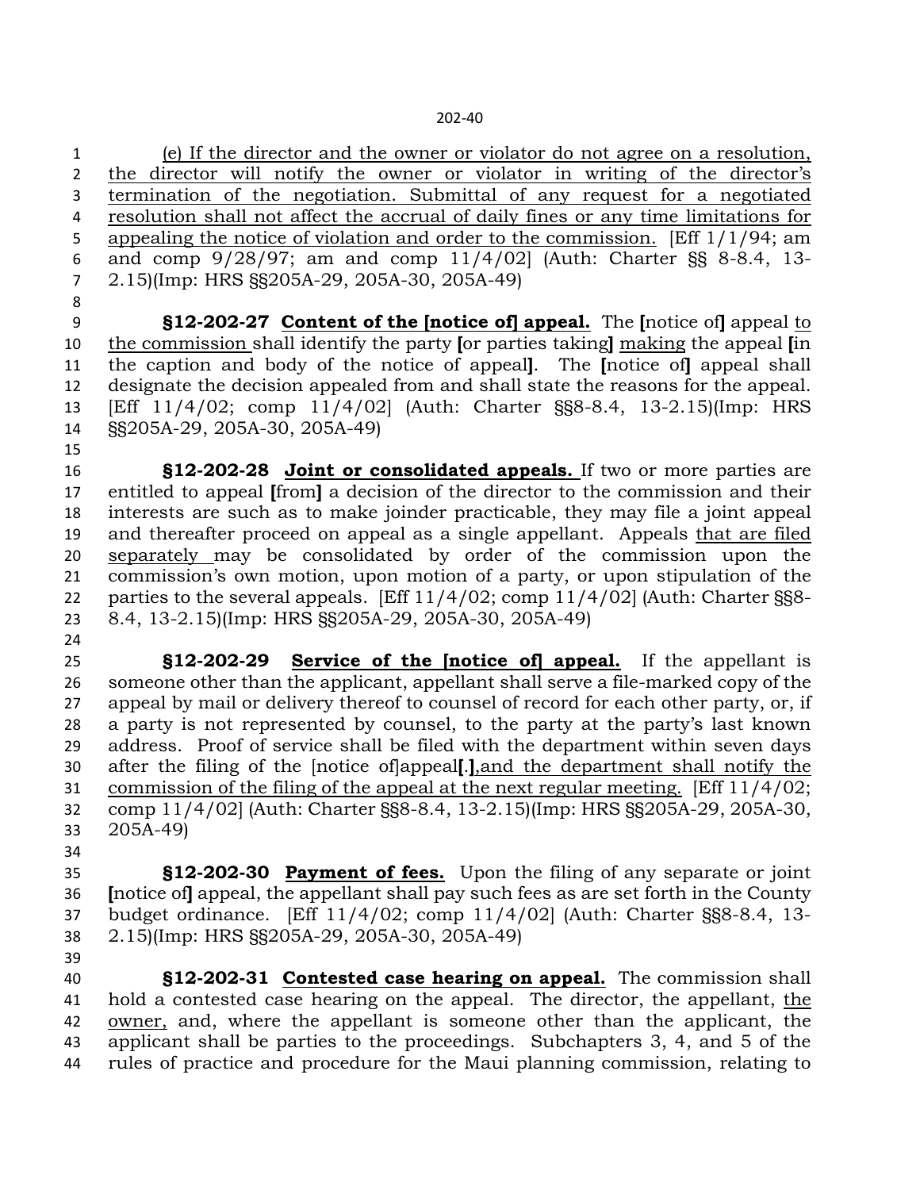(e) If the director and the owner or violator do not agree on a resolution, the director will notify the owner or violator in writing of the director's termination of the negotiation. Submittal of any request for a negotiated resolution shall not affect the accrual of daily fines or any time limitations for appealing the notice of violation and order to the commission. [Eff 1/1/94; am and comp 9/28/97; am and comp 11/4/02] (Auth: Charter §§ 8-8.4, 13-2.15)(Imp: HRS §§205A-29, 205A-30, 205A-49)

**§12-202-27 Content of the [notice of] appeal.** The **[**notice of**]** appeal to the commission shall identify the party **[**or parties taking**]** making the appeal **[**in the caption and body of the notice of appeal**]**. The **[**notice of**]** appeal shall designate the decision appealed from and shall state the reasons for the appeal. [Eff 11/4/02; comp 11/4/02] (Auth: Charter §§8-8.4, 13-2.15)(Imp: HRS §§205A-29, 205A-30, 205A-49)

**§12-202-28 Joint or consolidated appeals.** If two or more parties are entitled to appeal **[**from**]** a decision of the director to the commission and their interests are such as to make joinder practicable, they may file a joint appeal and thereafter proceed on appeal as a single appellant. Appeals that are filed separately may be consolidated by order of the commission upon the commission's own motion, upon motion of a party, or upon stipulation of the parties to the several appeals. [Eff 11/4/02; comp 11/4/02] (Auth: Charter §§8-8.4, 13-2.15)(Imp: HRS §§205A-29, 205A-30, 205A-49)

**§12-202-29 Service of the [notice of] appeal.** If the appellant is someone other than the applicant, appellant shall serve a file-marked copy of the appeal by mail or delivery thereof to counsel of record for each other party, or, if a party is not represented by counsel, to the party at the party's last known address. Proof of service shall be filed with the department within seven days after the filing of the [notice of]appeal**[**.**]**,and the department shall notify the commission of the filing of the appeal at the next regular meeting. [Eff 11/4/02; comp 11/4/02] (Auth: Charter §§8-8.4, 13-2.15)(Imp: HRS §§205A-29, 205A-30, 205A-49)

**§12-202-30 Payment of fees.** Upon the filing of any separate or joint **[**notice of**]** appeal, the appellant shall pay such fees as are set forth in the County budget ordinance. [Eff 11/4/02; comp 11/4/02] (Auth: Charter §§8-8.4, 13-2.15)(Imp: HRS §§205A-29, 205A-30, 205A-49)

**§12-202-31 Contested case hearing on appeal.** The commission shall hold a contested case hearing on the appeal. The director, the appellant, the owner, and, where the appellant is someone other than the applicant, the applicant shall be parties to the proceedings. Subchapters 3, 4, and 5 of the rules of practice and procedure for the Maui planning commission, relating to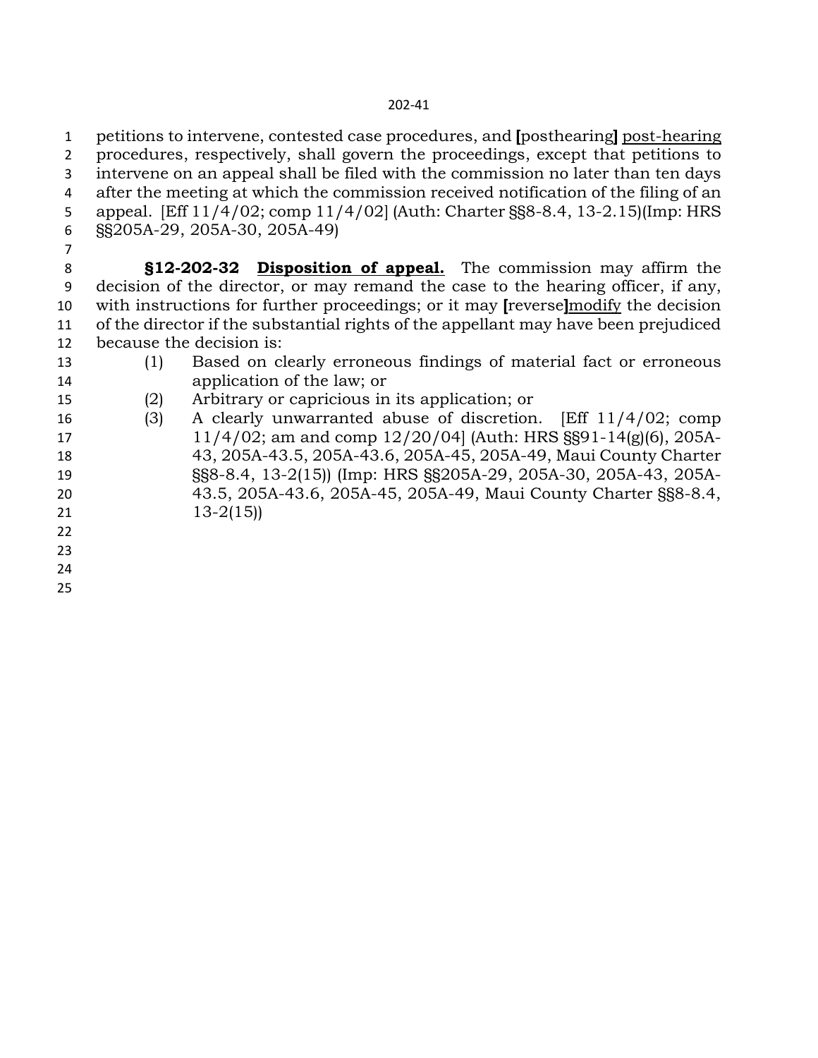petitions to intervene, contested case procedures, and [posthearing] <u>post-hearing</u> procedures, respectively, shall govern the proceedings, except that petitions to intervene on an appeal shall be filed with the commission no later than ten days after the meeting at which the commission received notification of the filing of an appeal. [Eff 11/4/02; comp 11/4/02] (Auth: Charter §§8-8.4, 13-2.15)(Imp: HRS §§205A-29, 205A-30, 205A-49)

**§12-202-32 <u>Disposition of appeal.</u>** The commission may affirm the decision of the director, or may remand the case to the hearing officer, if any, with instructions for further proceedings; or it may [reverse]<u>modify</u> the decision of the director if the substantial rights of the appellant may have been prejudiced because the decision is:

(1) Based on clearly erroneous findings of material fact or erroneous application of the law; or

(2) Arbitrary or capricious in its application; or

(3) A clearly unwarranted abuse of discretion. [Eff 11/4/02; comp 11/4/02; am and comp 12/20/04] (Auth: HRS §§91-14(g)(6), 205A-43, 205A-43.5, 205A-43.6, 205A-45, 205A-49, Maui County Charter §§8-8.4, 13-2(15)) (Imp: HRS §§205A-29, 205A-30, 205A-43, 205A-43.5, 205A-43.6, 205A-45, 205A-49, Maui County Charter §§8-8.4, 13-2(15))